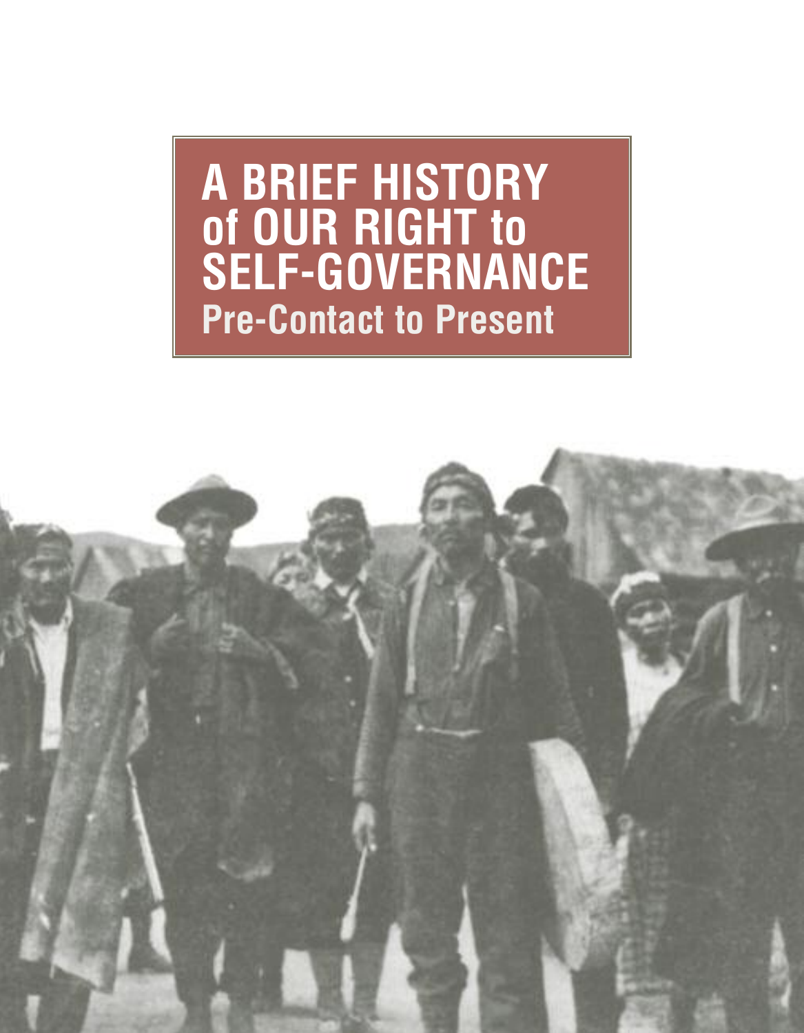# A BRIEF HISTORY of OUR RIGHT to SELF-GOVERNANCE

## Pre-Contact to Present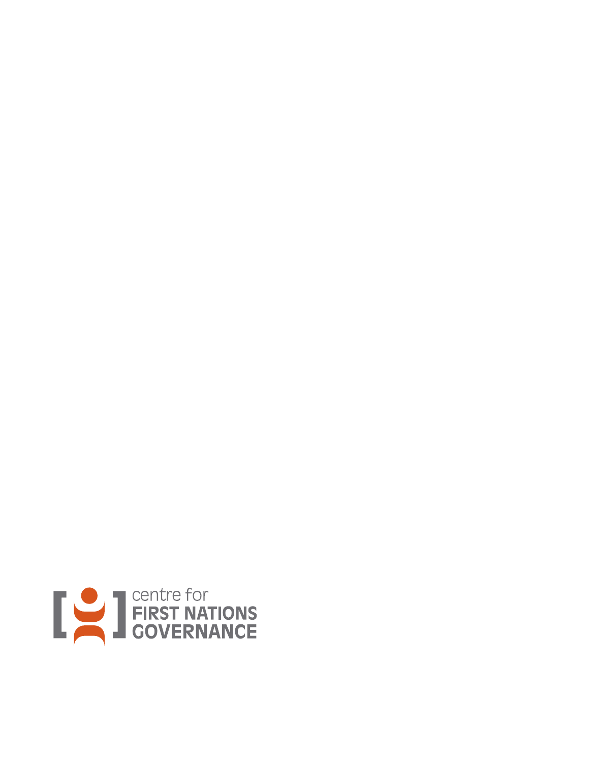centre for
FIRST NATIONS
GOVERNANCE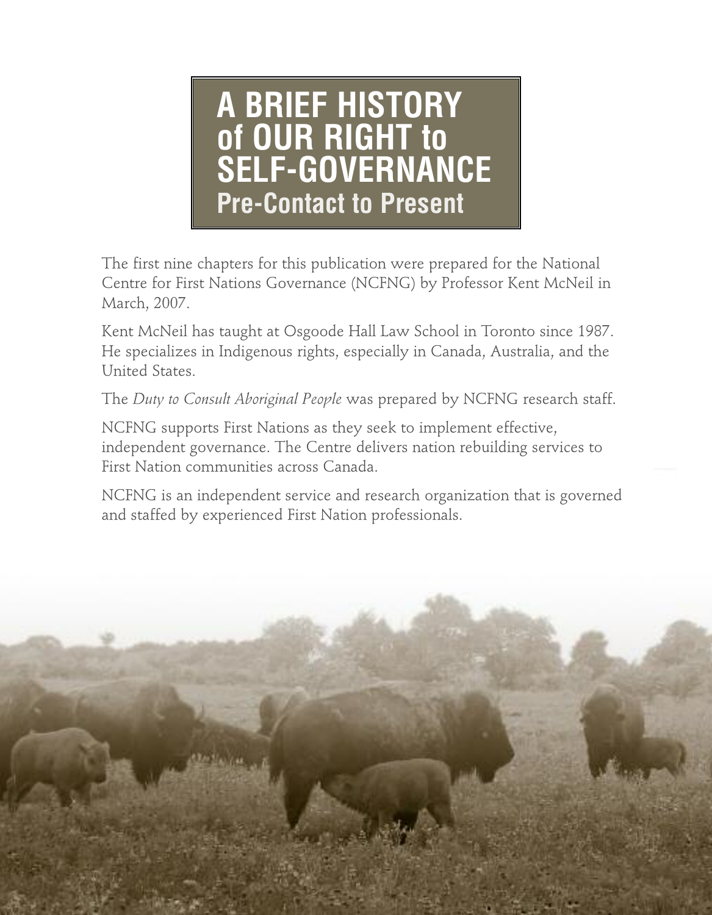# A BRIEF HISTORY of OUR RIGHT to SELF-GOVERNANCE

## Pre-Contact to Present

The first nine chapters for this publication were prepared for the National Centre for First Nations Governance (NCFNG) by Professor Kent McNeil in March, 2007.

Kent McNeil has taught at Osgoode Hall Law School in Toronto since 1987. He specializes in Indigenous rights, especially in Canada, Australia, and the United States.

The *Duty to Consult Aboriginal People* was prepared by NCFNG research staff.

NCFNG supports First Nations as they seek to implement effective, independent governance. The Centre delivers nation rebuilding services to First Nation communities across Canada.

NCFNG is an independent service and research organization that is governed and staffed by experienced First Nation professionals.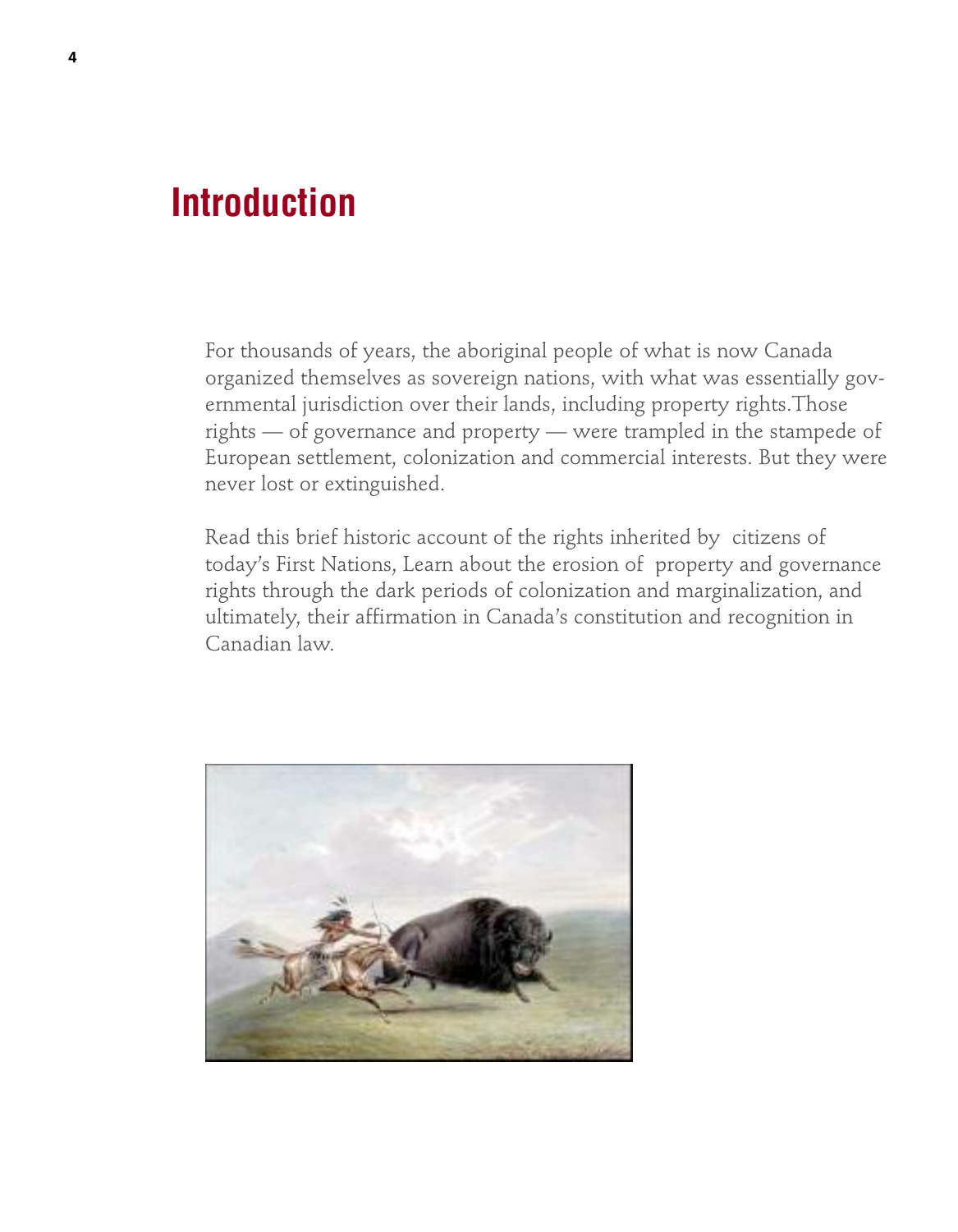# Introduction

For thousands of years, the aboriginal people of what is now Canada organized themselves as sovereign nations, with what was essentially governmental jurisdiction over their lands, including property rights.Those rights — of governance and property — were trampled in the stampede of European settlement, colonization and commercial interests. But they were never lost or extinguished.

Read this brief historic account of the rights inherited by citizens of today's First Nations, Learn about the erosion of property and governance rights through the dark periods of colonization and marginalization, and ultimately, their affirmation in Canada's constitution and recognition in Canadian law.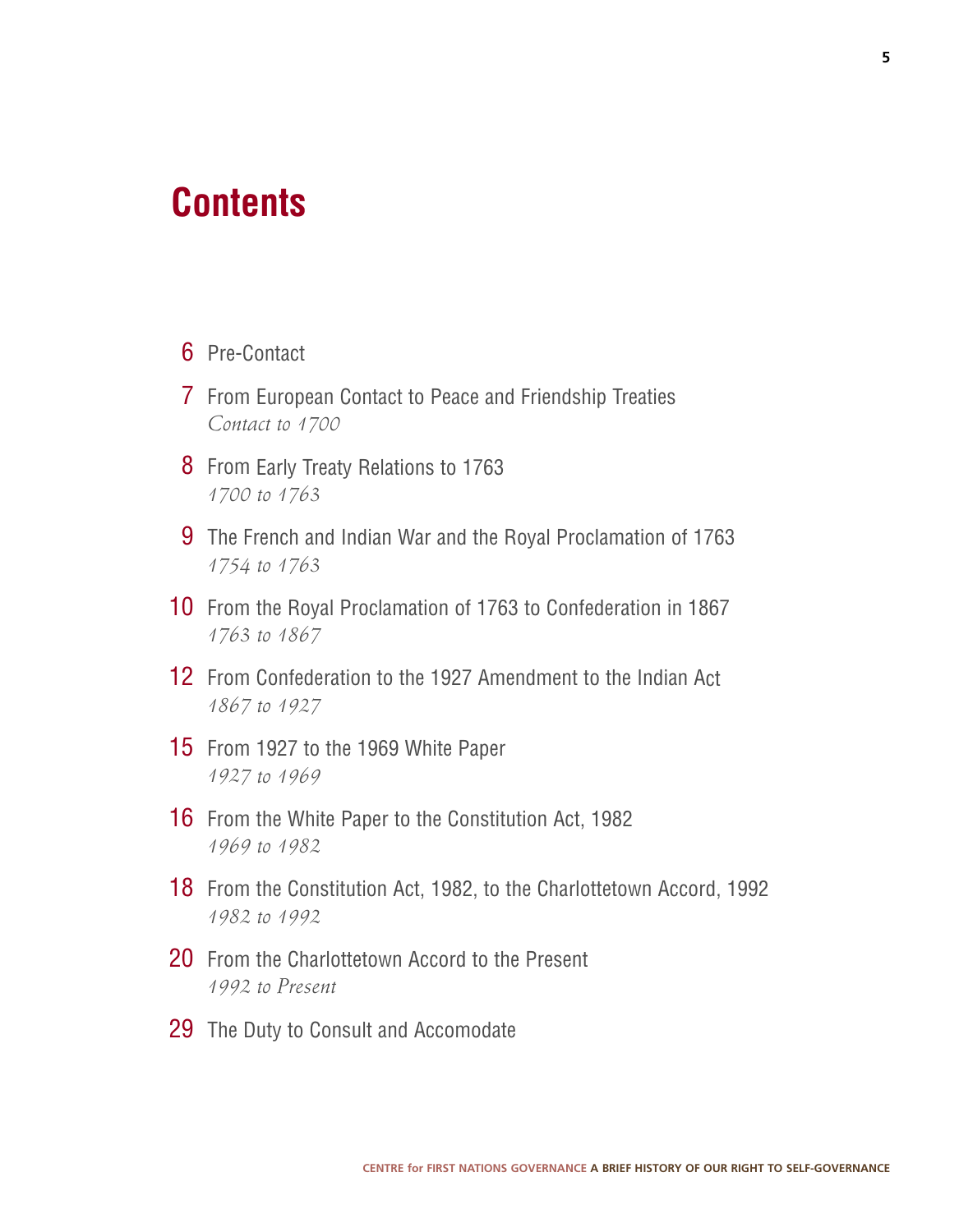# Contents

6 Pre-Contact

7 From European Contact to Peace and Friendship Treaties
*Contact to 1700*

8 From Early Treaty Relations to 1763
*1700 to 1763*

9 The French and Indian War and the Royal Proclamation of 1763
*1754 to 1763*

10 From the Royal Proclamation of 1763 to Confederation in 1867
*1763 to 1867*

12 From Confederation to the 1927 Amendment to the Indian Act
*1867 to 1927*

15 From 1927 to the 1969 White Paper
*1927 to 1969*

16 From the White Paper to the Constitution Act, 1982
*1969 to 1982*

18 From the Constitution Act, 1982, to the Charlottetown Accord, 1992
*1982 to 1992*

20 From the Charlottetown Accord to the Present
*1992 to Present*

29 The Duty to Consult and Accomodate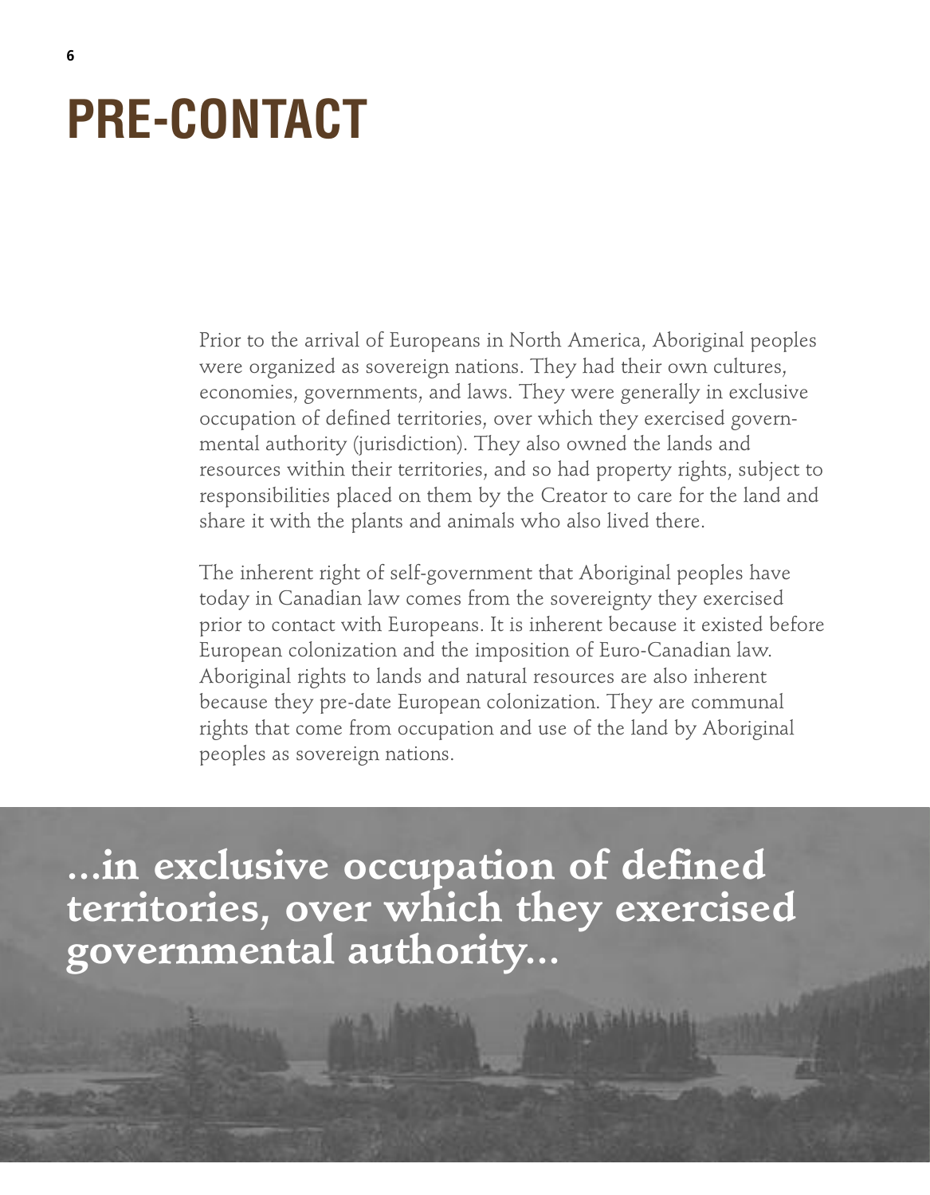# PRE-CONTACT

Prior to the arrival of Europeans in North America, Aboriginal peoples were organized as sovereign nations. They had their own cultures, economies, governments, and laws. They were generally in exclusive occupation of defined territories, over which they exercised governmental authority (jurisdiction). They also owned the lands and resources within their territories, and so had property rights, subject to responsibilities placed on them by the Creator to care for the land and share it with the plants and animals who also lived there.

The inherent right of self-government that Aboriginal peoples have today in Canadian law comes from the sovereignty they exercised prior to contact with Europeans. It is inherent because it existed before European colonization and the imposition of Euro-Canadian law. Aboriginal rights to lands and natural resources are also inherent because they pre-date European colonization. They are communal rights that come from occupation and use of the land by Aboriginal peoples as sovereign nations.

**...in exclusive occupation of defined territories, over which they exercised governmental authority...**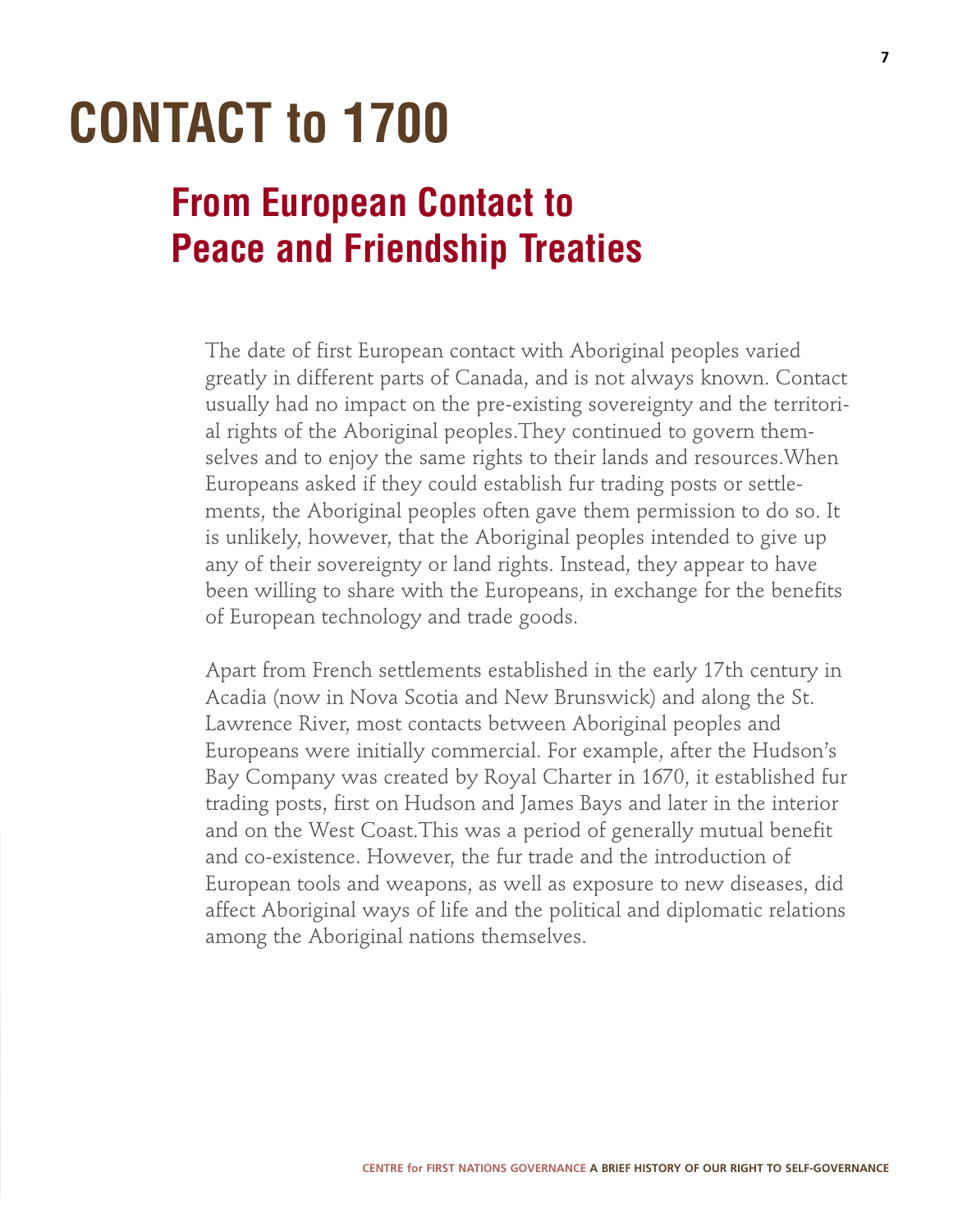# CONTACT to 1700

## From European Contact to Peace and Friendship Treaties

The date of first European contact with Aboriginal peoples varied greatly in different parts of Canada, and is not always known. Contact usually had no impact on the pre-existing sovereignty and the territorial rights of the Aboriginal peoples. They continued to govern themselves and to enjoy the same rights to their lands and resources. When Europeans asked if they could establish fur trading posts or settlements, the Aboriginal peoples often gave them permission to do so. It is unlikely, however, that the Aboriginal peoples intended to give up any of their sovereignty or land rights. Instead, they appear to have been willing to share with the Europeans, in exchange for the benefits of European technology and trade goods.

Apart from French settlements established in the early 17th century in Acadia (now in Nova Scotia and New Brunswick) and along the St. Lawrence River, most contacts between Aboriginal peoples and Europeans were initially commercial. For example, after the Hudson's Bay Company was created by Royal Charter in 1670, it established fur trading posts, first on Hudson and James Bays and later in the interior and on the West Coast. This was a period of generally mutual benefit and co-existence. However, the fur trade and the introduction of European tools and weapons, as well as exposure to new diseases, did affect Aboriginal ways of life and the political and diplomatic relations among the Aboriginal nations themselves.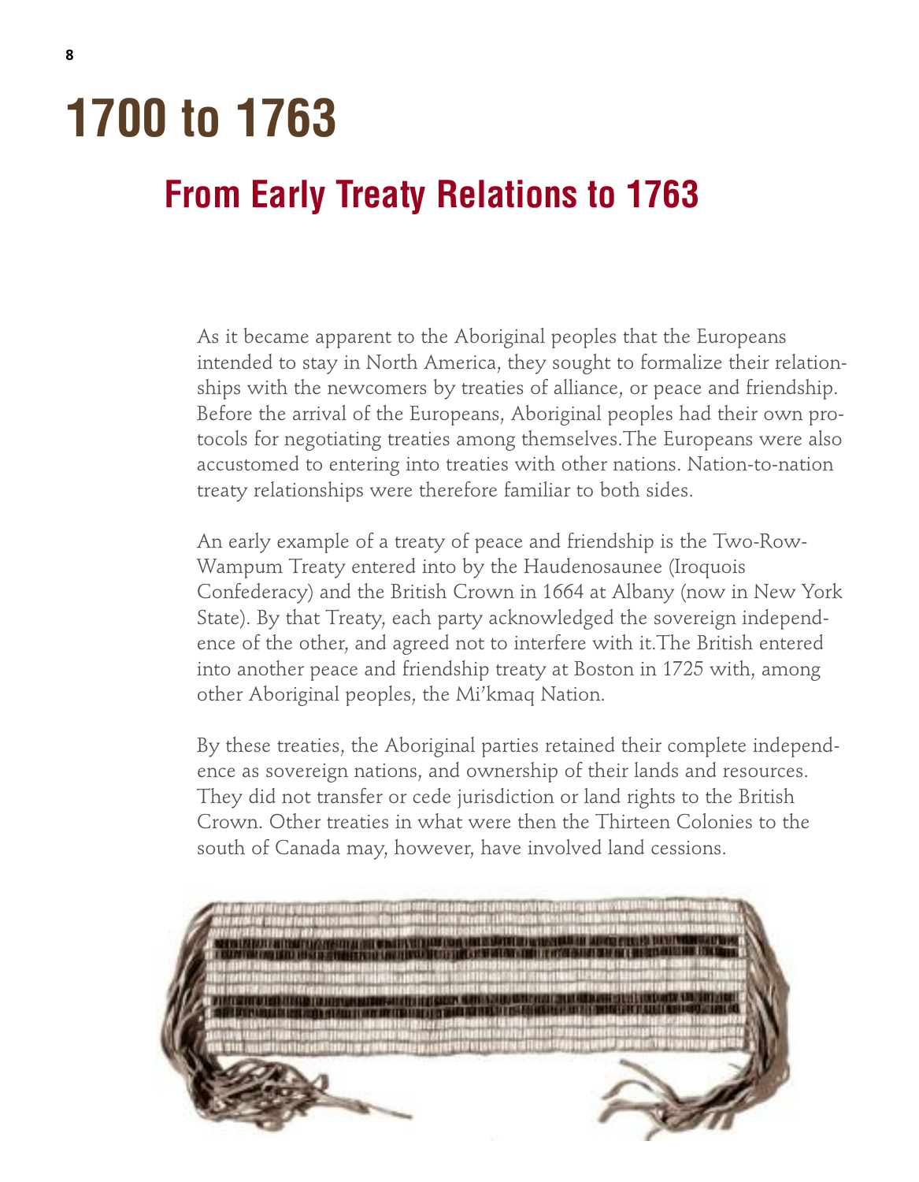# 1700 to 1763

## From Early Treaty Relations to 1763

As it became apparent to the Aboriginal peoples that the Europeans intended to stay in North America, they sought to formalize their relationships with the newcomers by treaties of alliance, or peace and friendship. Before the arrival of the Europeans, Aboriginal peoples had their own protocols for negotiating treaties among themselves. The Europeans were also accustomed to entering into treaties with other nations. Nation-to-nation treaty relationships were therefore familiar to both sides.

An early example of a treaty of peace and friendship is the Two-Row-Wampum Treaty entered into by the Haudenosaunee (Iroquois Confederacy) and the British Crown in 1664 at Albany (now in New York State). By that Treaty, each party acknowledged the sovereign independence of the other, and agreed not to interfere with it. The British entered into another peace and friendship treaty at Boston in 1725 with, among other Aboriginal peoples, the Mi'kmaq Nation.

By these treaties, the Aboriginal parties retained their complete independence as sovereign nations, and ownership of their lands and resources. They did not transfer or cede jurisdiction or land rights to the British Crown. Other treaties in what were then the Thirteen Colonies to the south of Canada may, however, have involved land cessions.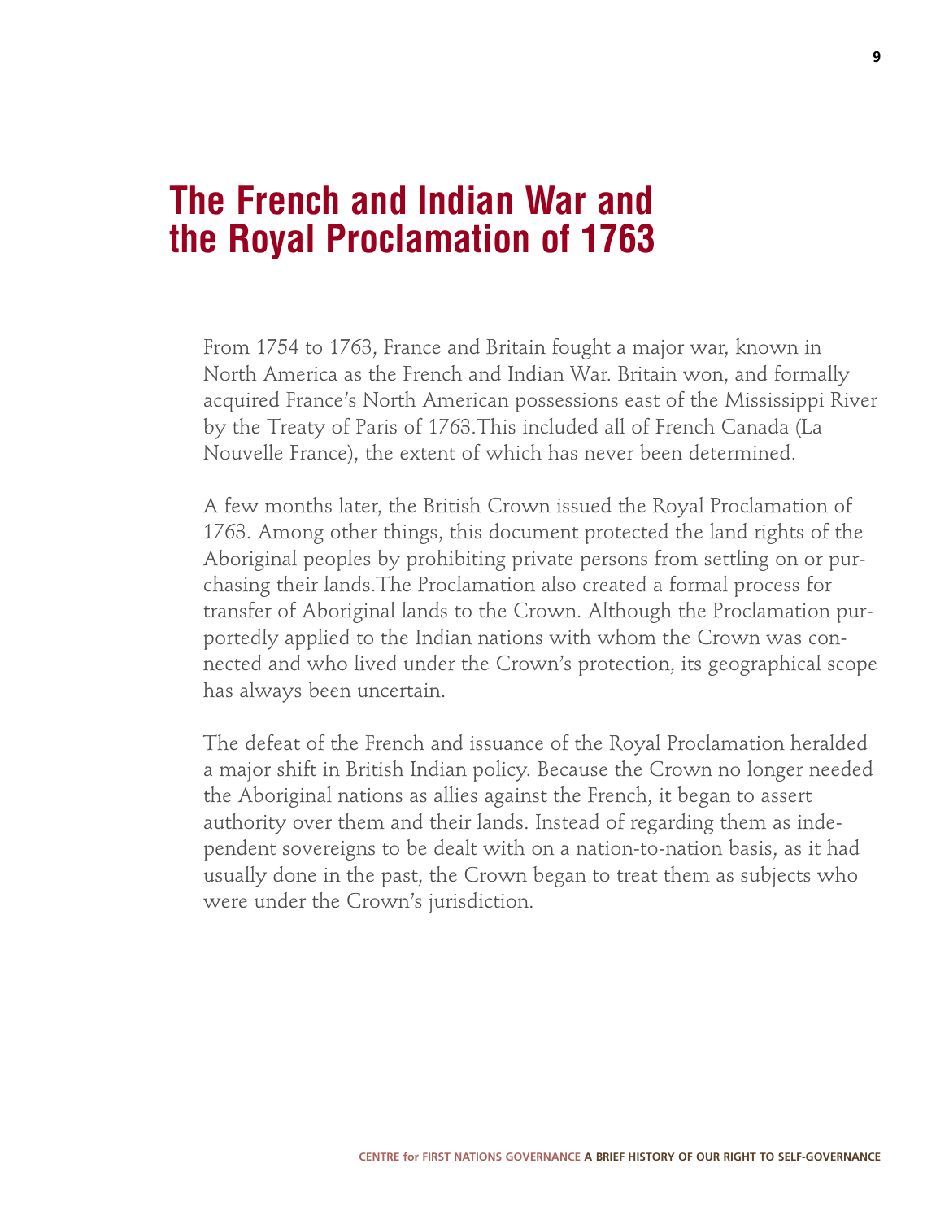# The French and Indian War and the Royal Proclamation of 1763

From 1754 to 1763, France and Britain fought a major war, known in North America as the French and Indian War. Britain won, and formally acquired France's North American possessions east of the Mississippi River by the Treaty of Paris of 1763.This included all of French Canada (La Nouvelle France), the extent of which has never been determined.

A few months later, the British Crown issued the Royal Proclamation of 1763. Among other things, this document protected the land rights of the Aboriginal peoples by prohibiting private persons from settling on or purchasing their lands.The Proclamation also created a formal process for transfer of Aboriginal lands to the Crown. Although the Proclamation purportedly applied to the Indian nations with whom the Crown was connected and who lived under the Crown's protection, its geographical scope has always been uncertain.

The defeat of the French and issuance of the Royal Proclamation heralded a major shift in British Indian policy. Because the Crown no longer needed the Aboriginal nations as allies against the French, it began to assert authority over them and their lands. Instead of regarding them as independent sovereigns to be dealt with on a nation-to-nation basis, as it had usually done in the past, the Crown began to treat them as subjects who were under the Crown's jurisdiction.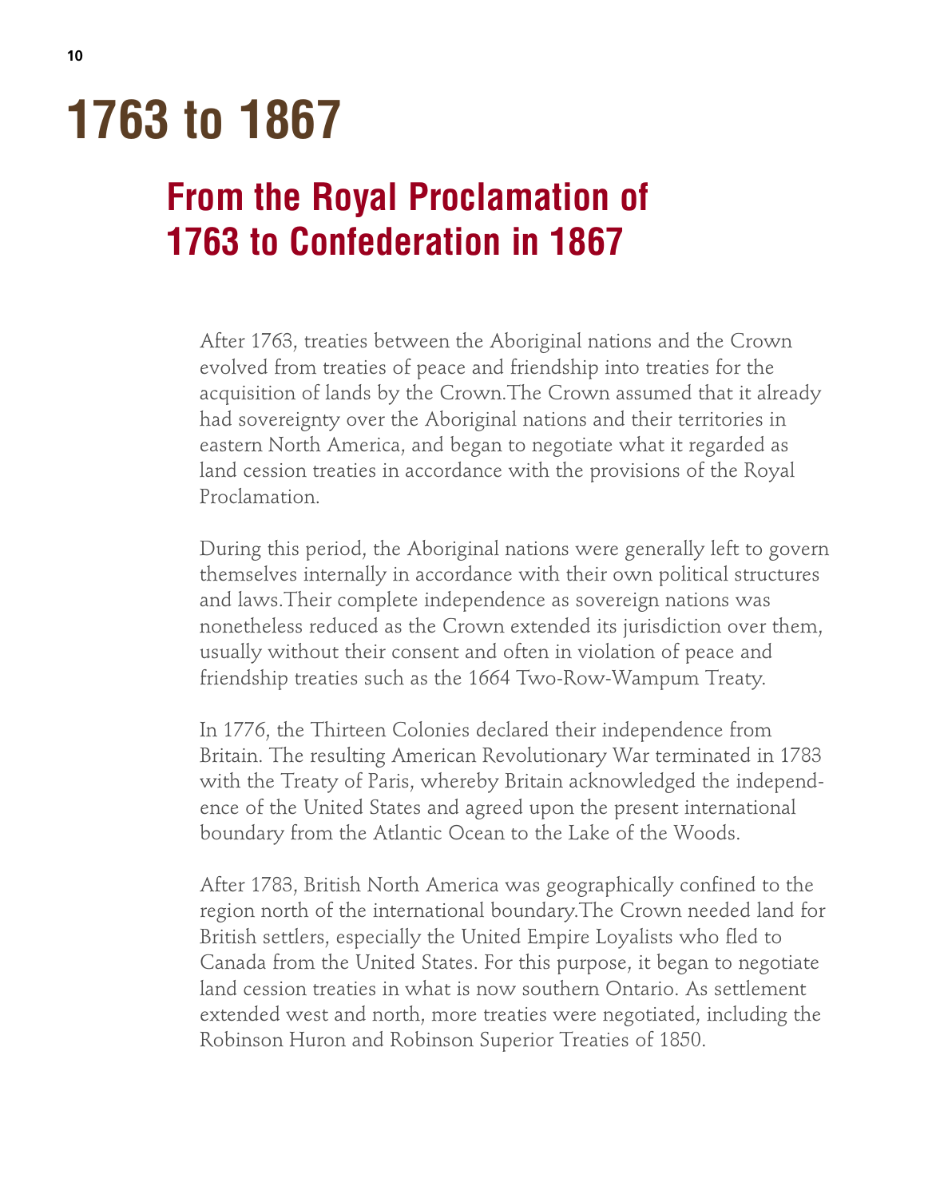# 1763 to 1867

## From the Royal Proclamation of 1763 to Confederation in 1867

After 1763, treaties between the Aboriginal nations and the Crown evolved from treaties of peace and friendship into treaties for the acquisition of lands by the Crown. The Crown assumed that it already had sovereignty over the Aboriginal nations and their territories in eastern North America, and began to negotiate what it regarded as land cession treaties in accordance with the provisions of the Royal Proclamation.

During this period, the Aboriginal nations were generally left to govern themselves internally in accordance with their own political structures and laws. Their complete independence as sovereign nations was nonetheless reduced as the Crown extended its jurisdiction over them, usually without their consent and often in violation of peace and friendship treaties such as the 1664 Two-Row-Wampum Treaty.

In 1776, the Thirteen Colonies declared their independence from Britain. The resulting American Revolutionary War terminated in 1783 with the Treaty of Paris, whereby Britain acknowledged the independence of the United States and agreed upon the present international boundary from the Atlantic Ocean to the Lake of the Woods.

After 1783, British North America was geographically confined to the region north of the international boundary. The Crown needed land for British settlers, especially the United Empire Loyalists who fled to Canada from the United States. For this purpose, it began to negotiate land cession treaties in what is now southern Ontario. As settlement extended west and north, more treaties were negotiated, including the Robinson Huron and Robinson Superior Treaties of 1850.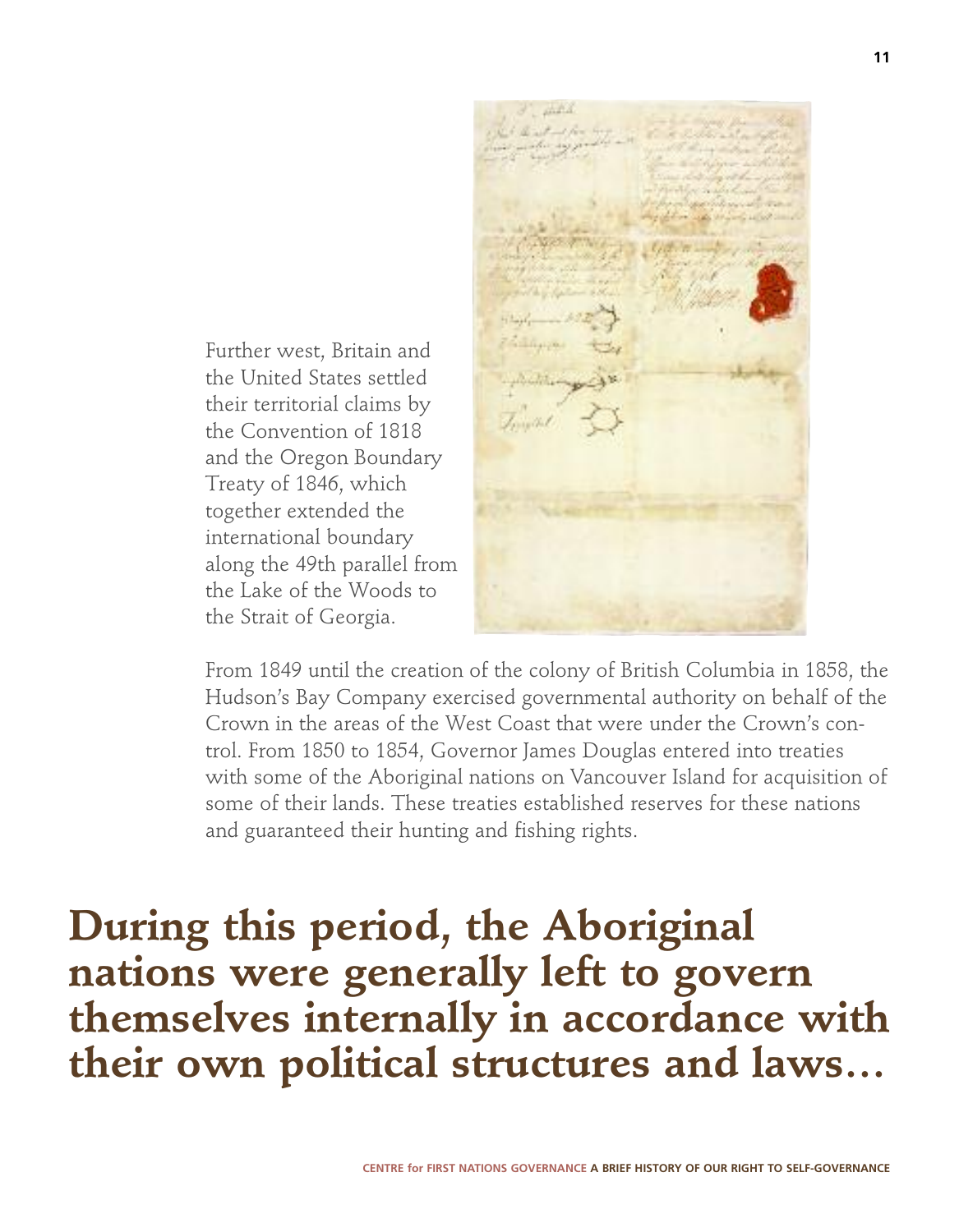Further west, Britain and the United States settled their territorial claims by the Convention of 1818 and the Oregon Boundary Treaty of 1846, which together extended the international boundary along the 49th parallel from the Lake of the Woods to the Strait of Georgia.

From 1849 until the creation of the colony of British Columbia in 1858, the Hudson's Bay Company exercised governmental authority on behalf of the Crown in the areas of the West Coast that were under the Crown's control. From 1850 to 1854, Governor James Douglas entered into treaties with some of the Aboriginal nations on Vancouver Island for acquisition of some of their lands. These treaties established reserves for these nations and guaranteed their hunting and fishing rights.

**During this period, the Aboriginal nations were generally left to govern themselves internally in accordance with their own political structures and laws…**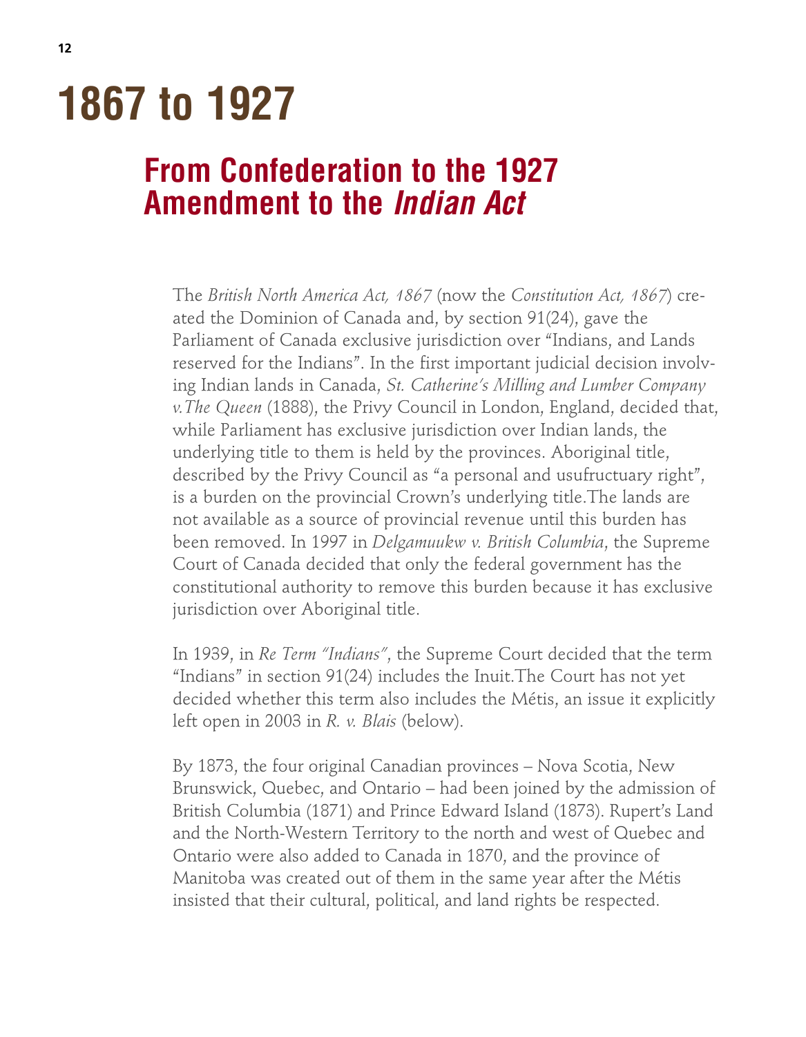# 1867 to 1927

## From Confederation to the 1927 Amendment to the *Indian Act*

The *British North America Act, 1867* (now the *Constitution Act, 1867*) created the Dominion of Canada and, by section 91(24), gave the Parliament of Canada exclusive jurisdiction over "Indians, and Lands reserved for the Indians". In the first important judicial decision involving Indian lands in Canada, *St. Catherine's Milling and Lumber Company v.The Queen* (1888), the Privy Council in London, England, decided that, while Parliament has exclusive jurisdiction over Indian lands, the underlying title to them is held by the provinces. Aboriginal title, described by the Privy Council as "a personal and usufructuary right", is a burden on the provincial Crown's underlying title.The lands are not available as a source of provincial revenue until this burden has been removed. In 1997 in *Delgamuukw v. British Columbia*, the Supreme Court of Canada decided that only the federal government has the constitutional authority to remove this burden because it has exclusive jurisdiction over Aboriginal title.

In 1939, in *Re Term "Indians"*, the Supreme Court decided that the term "Indians" in section 91(24) includes the Inuit.The Court has not yet decided whether this term also includes the Métis, an issue it explicitly left open in 2003 in *R. v. Blais* (below).

By 1873, the four original Canadian provinces – Nova Scotia, New Brunswick, Quebec, and Ontario – had been joined by the admission of British Columbia (1871) and Prince Edward Island (1873). Rupert's Land and the North-Western Territory to the north and west of Quebec and Ontario were also added to Canada in 1870, and the province of Manitoba was created out of them in the same year after the Métis insisted that their cultural, political, and land rights be respected.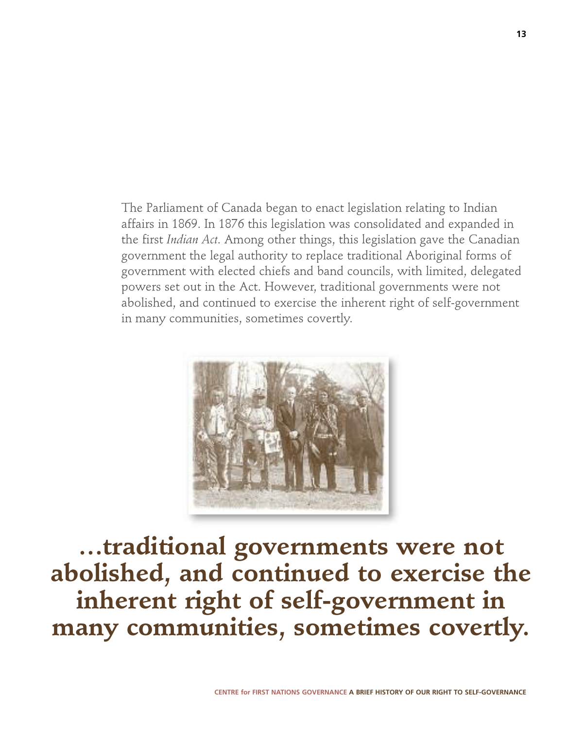The Parliament of Canada began to enact legislation relating to Indian affairs in 1869. In 1876 this legislation was consolidated and expanded in the first *Indian Act*. Among other things, this legislation gave the Canadian government the legal authority to replace traditional Aboriginal forms of government with elected chiefs and band councils, with limited, delegated powers set out in the Act. However, traditional governments were not abolished, and continued to exercise the inherent right of self-government in many communities, sometimes covertly.

**…traditional governments were not abolished, and continued to exercise the inherent right of self-government in many communities, sometimes covertly.**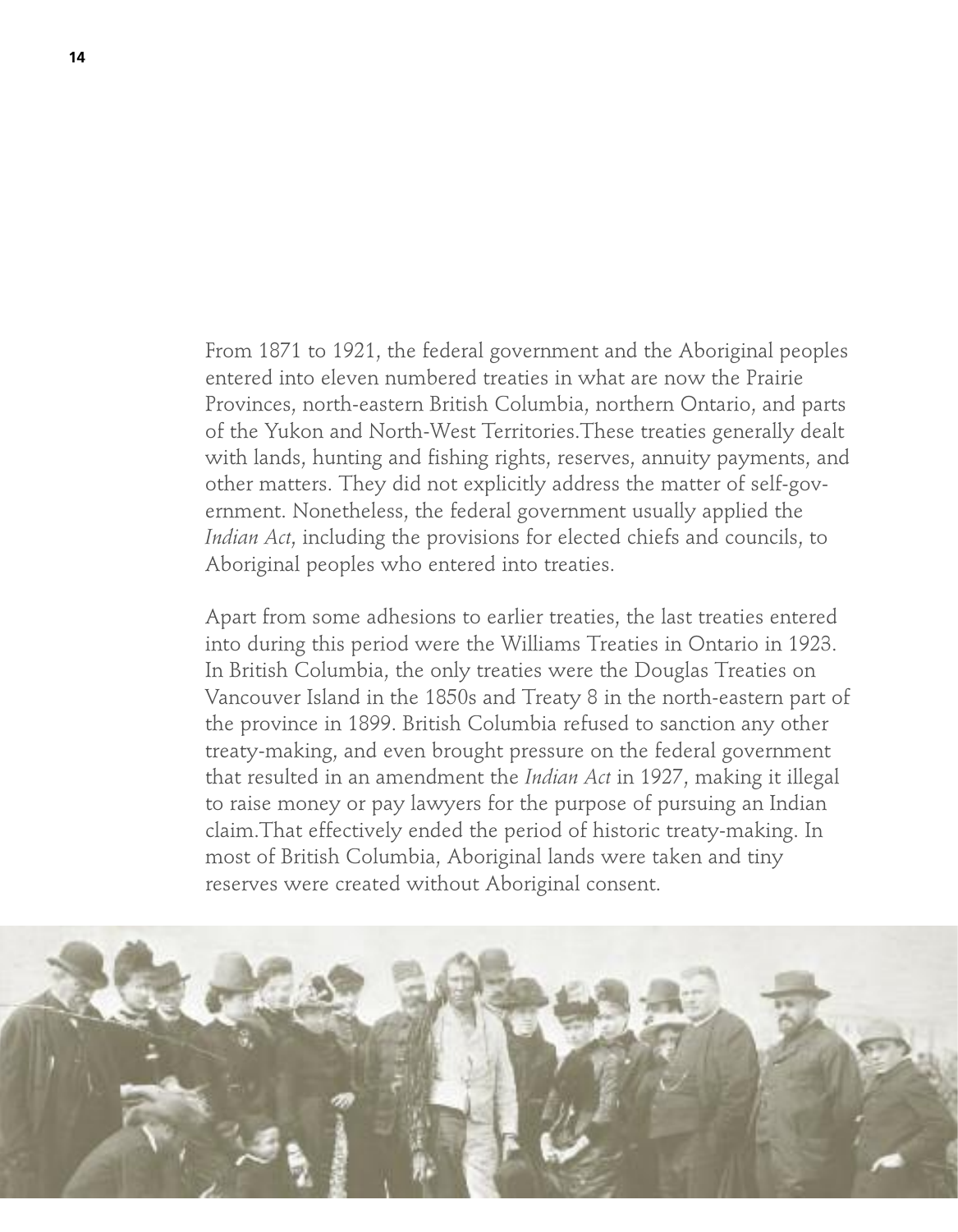From 1871 to 1921, the federal government and the Aboriginal peoples entered into eleven numbered treaties in what are now the Prairie Provinces, north-eastern British Columbia, northern Ontario, and parts of the Yukon and North-West Territories.These treaties generally dealt with lands, hunting and fishing rights, reserves, annuity payments, and other matters. They did not explicitly address the matter of self-government. Nonetheless, the federal government usually applied the *Indian Act*, including the provisions for elected chiefs and councils, to Aboriginal peoples who entered into treaties.

Apart from some adhesions to earlier treaties, the last treaties entered into during this period were the Williams Treaties in Ontario in 1923. In British Columbia, the only treaties were the Douglas Treaties on Vancouver Island in the 1850s and Treaty 8 in the north-eastern part of the province in 1899. British Columbia refused to sanction any other treaty-making, and even brought pressure on the federal government that resulted in an amendment the *Indian Act* in 1927, making it illegal to raise money or pay lawyers for the purpose of pursuing an Indian claim.That effectively ended the period of historic treaty-making. In most of British Columbia, Aboriginal lands were taken and tiny reserves were created without Aboriginal consent.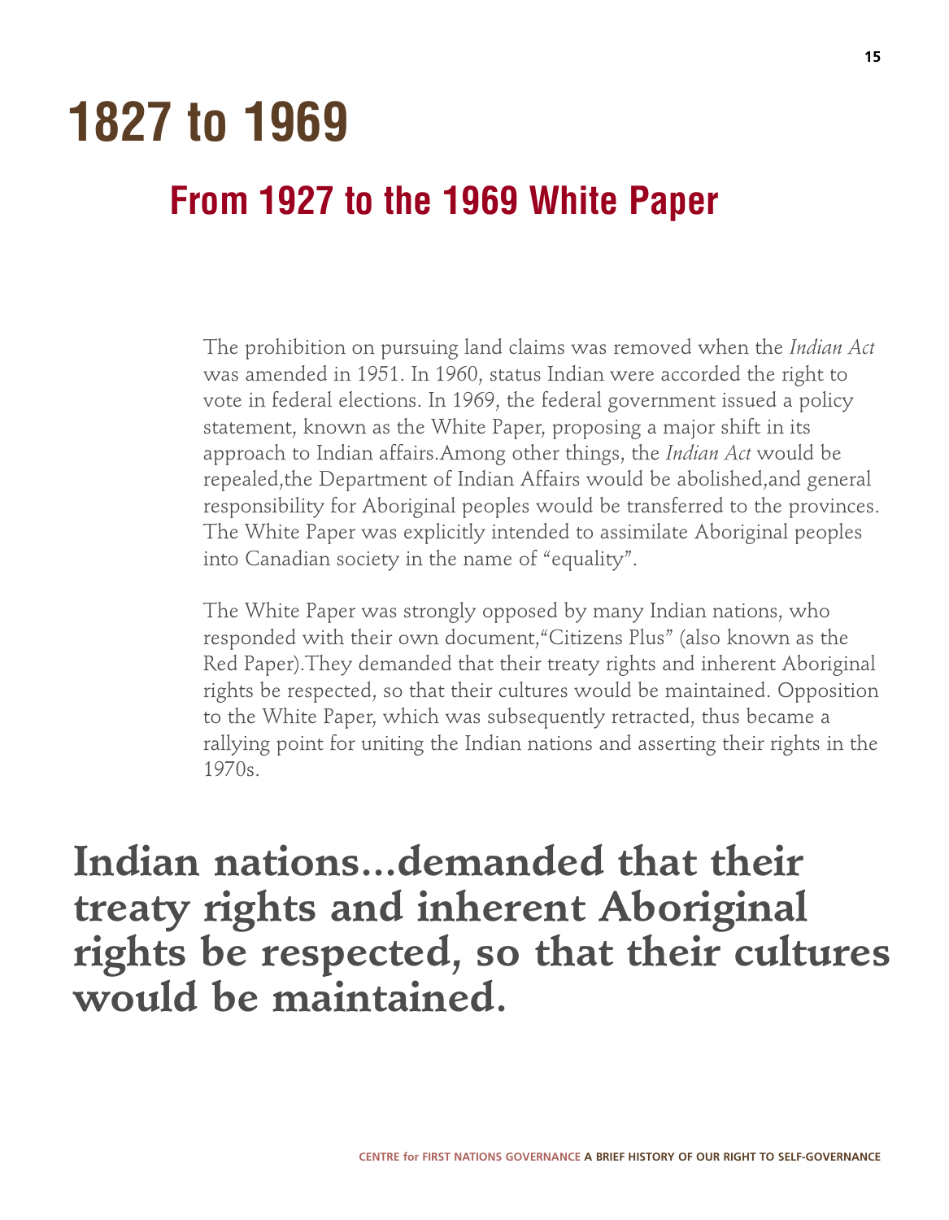# 1827 to 1969

## From 1927 to the 1969 White Paper

The prohibition on pursuing land claims was removed when the *Indian Act* was amended in 1951. In 1960, status Indian were accorded the right to vote in federal elections. In 1969, the federal government issued a policy statement, known as the White Paper, proposing a major shift in its approach to Indian affairs.Among other things, the *Indian Act* would be repealed,the Department of Indian Affairs would be abolished,and general responsibility for Aboriginal peoples would be transferred to the provinces. The White Paper was explicitly intended to assimilate Aboriginal peoples into Canadian society in the name of "equality".

The White Paper was strongly opposed by many Indian nations, who responded with their own document,"Citizens Plus" (also known as the Red Paper).They demanded that their treaty rights and inherent Aboriginal rights be respected, so that their cultures would be maintained. Opposition to the White Paper, which was subsequently retracted, thus became a rallying point for uniting the Indian nations and asserting their rights in the 1970s.

**Indian nations...demanded that their treaty rights and inherent Aboriginal rights be respected, so that their cultures would be maintained.**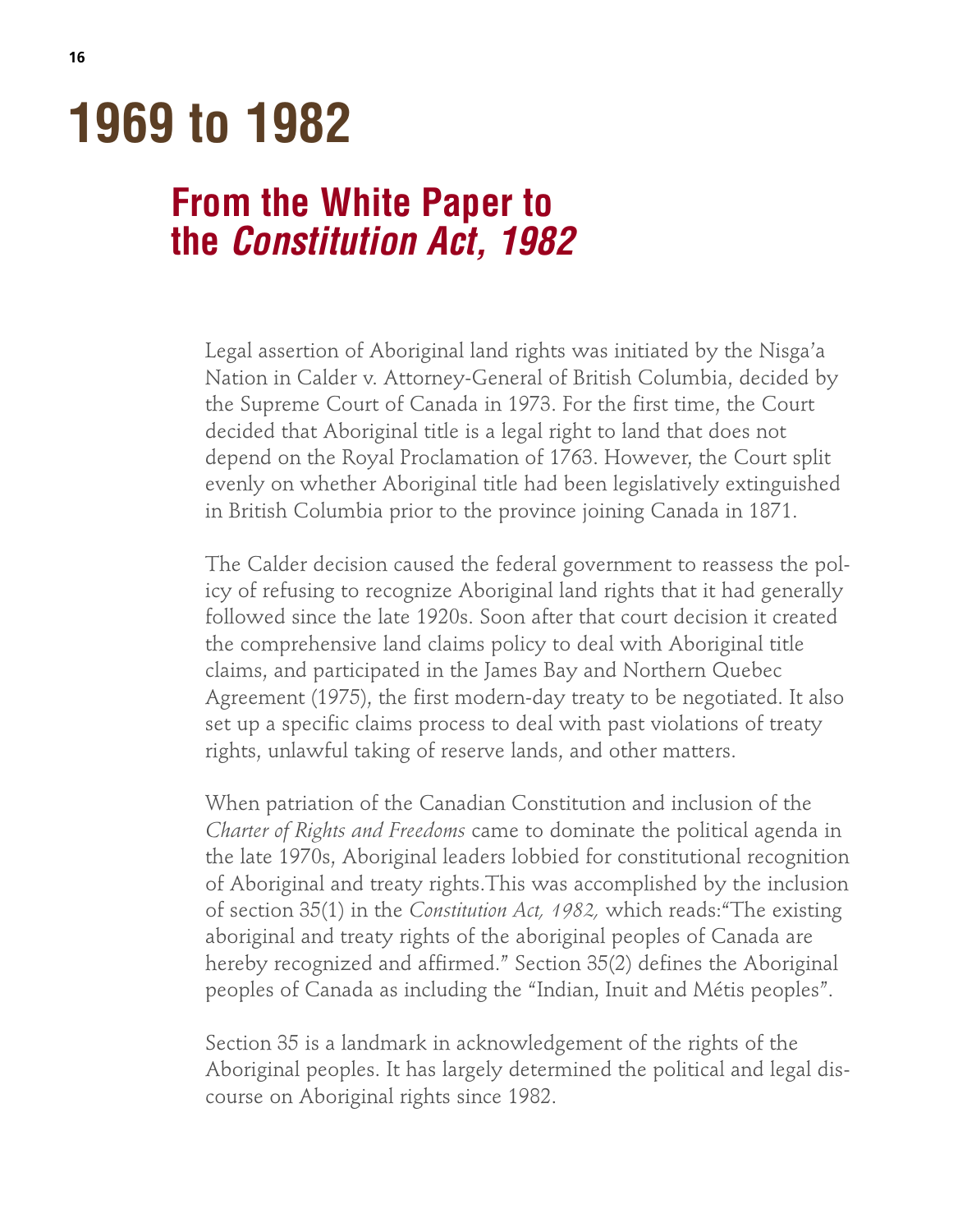# 1969 to 1982

## From the White Paper to the *Constitution Act, 1982*

Legal assertion of Aboriginal land rights was initiated by the Nisga'a Nation in Calder v. Attorney-General of British Columbia, decided by the Supreme Court of Canada in 1973. For the first time, the Court decided that Aboriginal title is a legal right to land that does not depend on the Royal Proclamation of 1763. However, the Court split evenly on whether Aboriginal title had been legislatively extinguished in British Columbia prior to the province joining Canada in 1871.

The Calder decision caused the federal government to reassess the policy of refusing to recognize Aboriginal land rights that it had generally followed since the late 1920s. Soon after that court decision it created the comprehensive land claims policy to deal with Aboriginal title claims, and participated in the James Bay and Northern Quebec Agreement (1975), the first modern-day treaty to be negotiated. It also set up a specific claims process to deal with past violations of treaty rights, unlawful taking of reserve lands, and other matters.

When patriation of the Canadian Constitution and inclusion of the *Charter of Rights and Freedoms* came to dominate the political agenda in the late 1970s, Aboriginal leaders lobbied for constitutional recognition of Aboriginal and treaty rights.This was accomplished by the inclusion of section 35(1) in the *Constitution Act, 1982,* which reads:"The existing aboriginal and treaty rights of the aboriginal peoples of Canada are hereby recognized and affirmed." Section 35(2) defines the Aboriginal peoples of Canada as including the "Indian, Inuit and Métis peoples".

Section 35 is a landmark in acknowledgement of the rights of the Aboriginal peoples. It has largely determined the political and legal discourse on Aboriginal rights since 1982.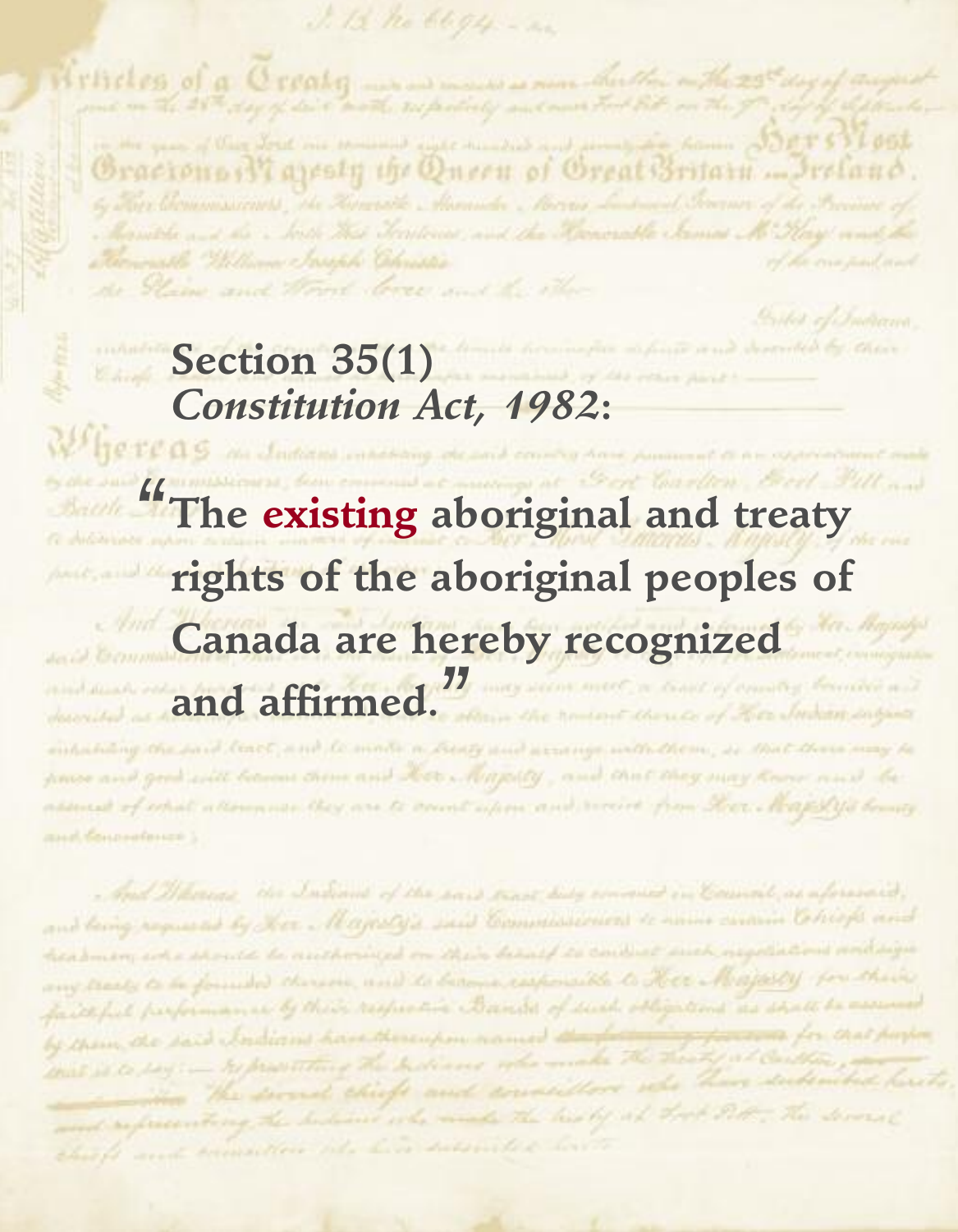**Section 35(1)**
***Constitution Act, 1982*:**

**"The existing aboriginal and treaty rights of the aboriginal peoples of Canada are hereby recognized and affirmed."**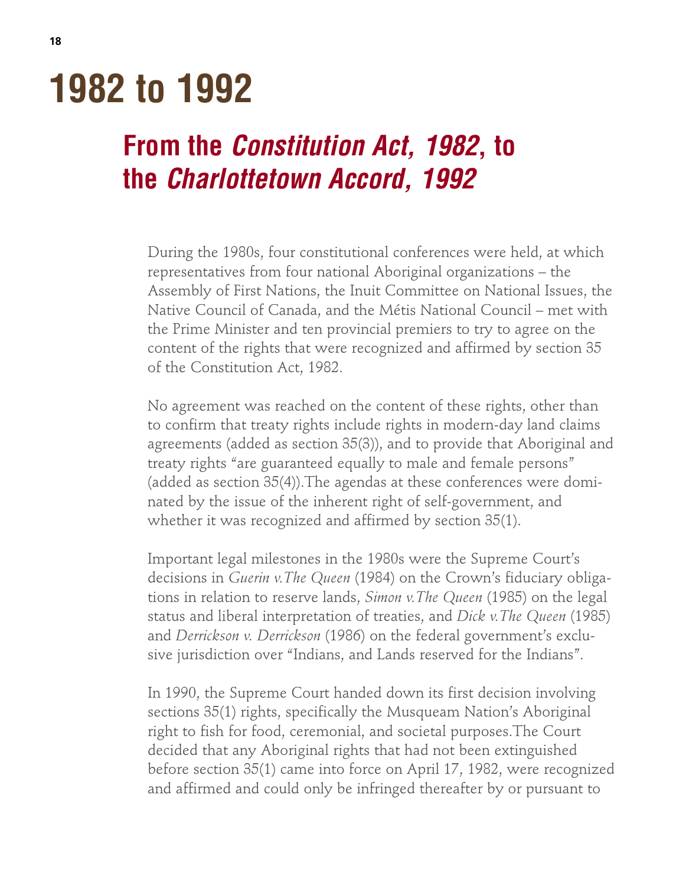# 1982 to 1992

## From the *Constitution Act, 1982*, to the *Charlottetown Accord, 1992*

During the 1980s, four constitutional conferences were held, at which representatives from four national Aboriginal organizations – the Assembly of First Nations, the Inuit Committee on National Issues, the Native Council of Canada, and the Métis National Council – met with the Prime Minister and ten provincial premiers to try to agree on the content of the rights that were recognized and affirmed by section 35 of the Constitution Act, 1982.

No agreement was reached on the content of these rights, other than to confirm that treaty rights include rights in modern-day land claims agreements (added as section 35(3)), and to provide that Aboriginal and treaty rights "are guaranteed equally to male and female persons" (added as section 35(4)).The agendas at these conferences were dominated by the issue of the inherent right of self-government, and whether it was recognized and affirmed by section 35(1).

Important legal milestones in the 1980s were the Supreme Court's decisions in *Guerin v.The Queen* (1984) on the Crown's fiduciary obligations in relation to reserve lands, *Simon v.The Queen* (1985) on the legal status and liberal interpretation of treaties, and *Dick v.The Queen* (1985) and *Derrickson v. Derrickson* (1986) on the federal government's exclusive jurisdiction over "Indians, and Lands reserved for the Indians".

In 1990, the Supreme Court handed down its first decision involving sections 35(1) rights, specifically the Musqueam Nation's Aboriginal right to fish for food, ceremonial, and societal purposes.The Court decided that any Aboriginal rights that had not been extinguished before section 35(1) came into force on April 17, 1982, were recognized and affirmed and could only be infringed thereafter by or pursuant to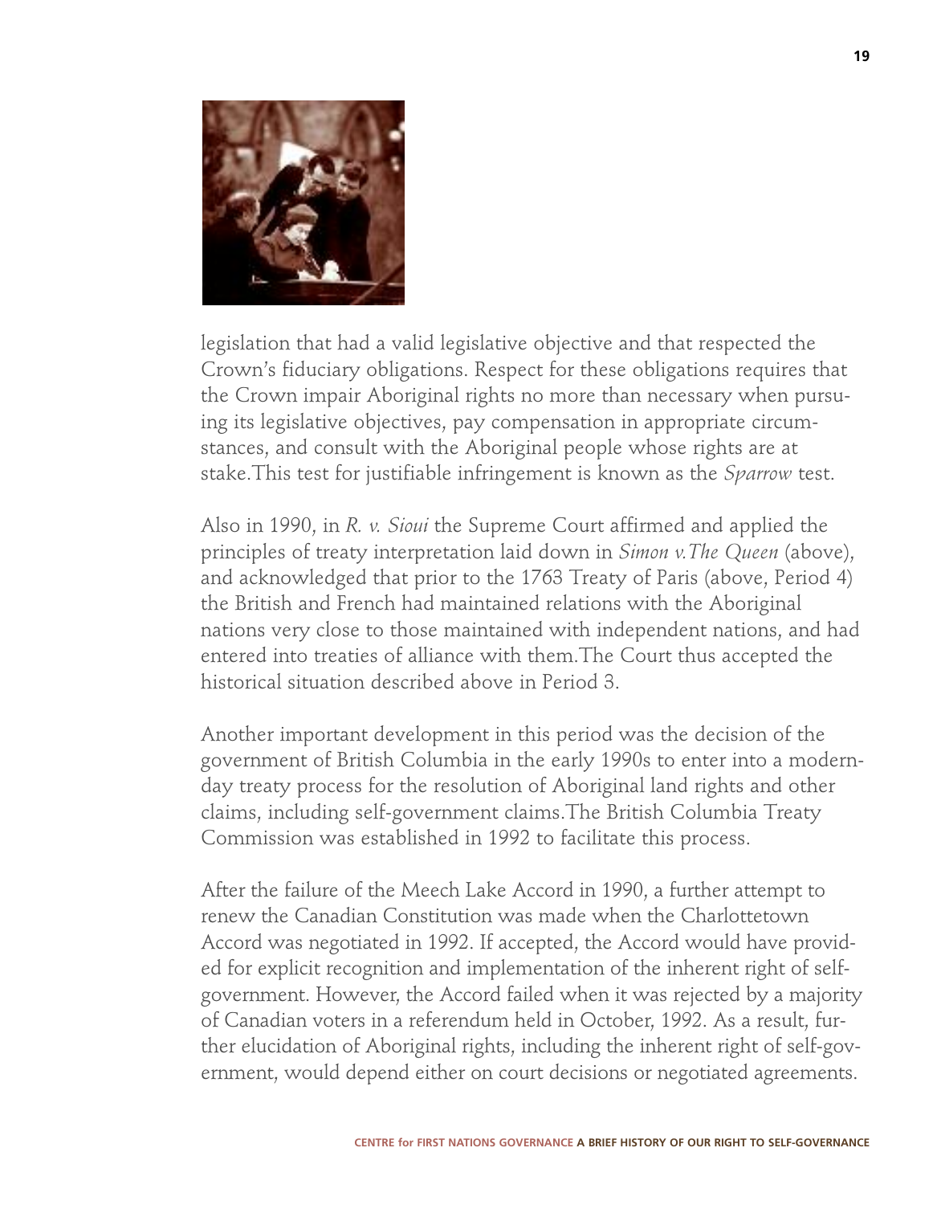legislation that had a valid legislative objective and that respected the Crown's fiduciary obligations. Respect for these obligations requires that the Crown impair Aboriginal rights no more than necessary when pursuing its legislative objectives, pay compensation in appropriate circumstances, and consult with the Aboriginal people whose rights are at stake.This test for justifiable infringement is known as the *Sparrow* test.

Also in 1990, in *R. v. Sioui* the Supreme Court affirmed and applied the principles of treaty interpretation laid down in *Simon v.The Queen* (above), and acknowledged that prior to the 1763 Treaty of Paris (above, Period 4) the British and French had maintained relations with the Aboriginal nations very close to those maintained with independent nations, and had entered into treaties of alliance with them.The Court thus accepted the historical situation described above in Period 3.

Another important development in this period was the decision of the government of British Columbia in the early 1990s to enter into a modern-day treaty process for the resolution of Aboriginal land rights and other claims, including self-government claims.The British Columbia Treaty Commission was established in 1992 to facilitate this process.

After the failure of the Meech Lake Accord in 1990, a further attempt to renew the Canadian Constitution was made when the Charlottetown Accord was negotiated in 1992. If accepted, the Accord would have provided for explicit recognition and implementation of the inherent right of self-government. However, the Accord failed when it was rejected by a majority of Canadian voters in a referendum held in October, 1992. As a result, further elucidation of Aboriginal rights, including the inherent right of self-government, would depend either on court decisions or negotiated agreements.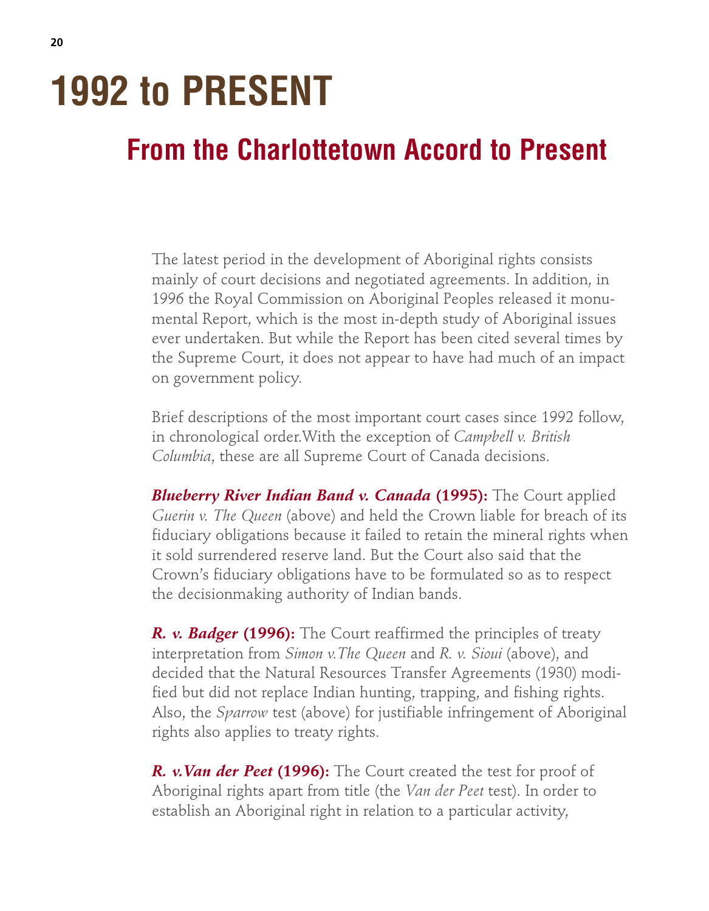# 1992 to PRESENT

## From the Charlottetown Accord to Present

The latest period in the development of Aboriginal rights consists mainly of court decisions and negotiated agreements. In addition, in 1996 the Royal Commission on Aboriginal Peoples released it monumental Report, which is the most in-depth study of Aboriginal issues ever undertaken. But while the Report has been cited several times by the Supreme Court, it does not appear to have had much of an impact on government policy.

Brief descriptions of the most important court cases since 1992 follow, in chronological order.With the exception of *Campbell v. British Columbia*, these are all Supreme Court of Canada decisions.

***Blueberry River Indian Band v. Canada* (1995):** The Court applied *Guerin v. The Queen* (above) and held the Crown liable for breach of its fiduciary obligations because it failed to retain the mineral rights when it sold surrendered reserve land. But the Court also said that the Crown's fiduciary obligations have to be formulated so as to respect the decisionmaking authority of Indian bands.

***R. v. Badger* (1996):** The Court reaffirmed the principles of treaty interpretation from *Simon v.The Queen* and *R. v. Sioui* (above), and decided that the Natural Resources Transfer Agreements (1930) modified but did not replace Indian hunting, trapping, and fishing rights. Also, the *Sparrow* test (above) for justifiable infringement of Aboriginal rights also applies to treaty rights.

***R. v.Van der Peet* (1996):** The Court created the test for proof of Aboriginal rights apart from title (the *Van der Peet* test). In order to establish an Aboriginal right in relation to a particular activity,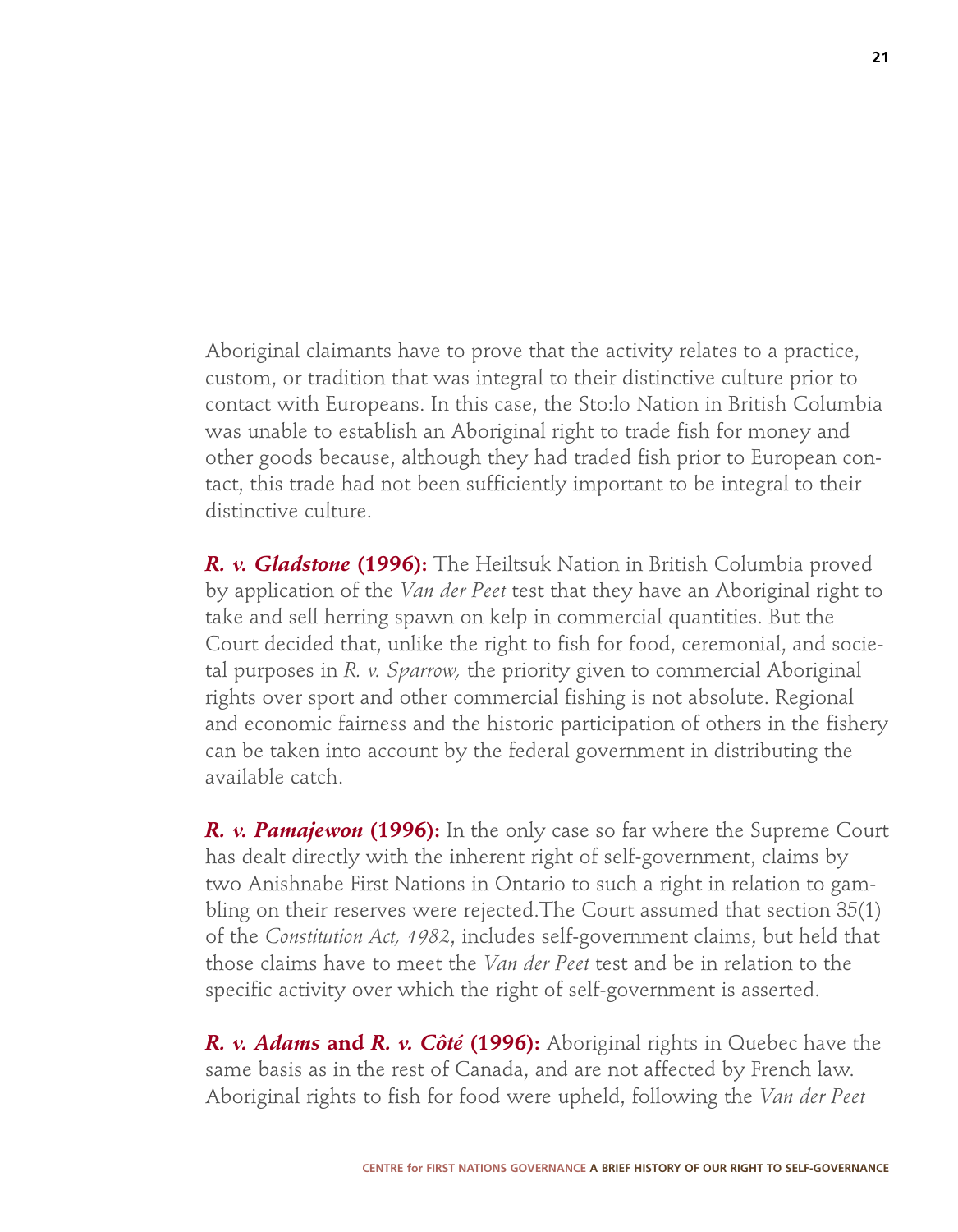Aboriginal claimants have to prove that the activity relates to a practice, custom, or tradition that was integral to their distinctive culture prior to contact with Europeans. In this case, the Sto:lo Nation in British Columbia was unable to establish an Aboriginal right to trade fish for money and other goods because, although they had traded fish prior to European contact, this trade had not been sufficiently important to be integral to their distinctive culture.

***R. v. Gladstone* (1996):** The Heiltsuk Nation in British Columbia proved by application of the *Van der Peet* test that they have an Aboriginal right to take and sell herring spawn on kelp in commercial quantities. But the Court decided that, unlike the right to fish for food, ceremonial, and societal purposes in *R. v. Sparrow,* the priority given to commercial Aboriginal rights over sport and other commercial fishing is not absolute. Regional and economic fairness and the historic participation of others in the fishery can be taken into account by the federal government in distributing the available catch.

***R. v. Pamajewon* (1996):** In the only case so far where the Supreme Court has dealt directly with the inherent right of self-government, claims by two Anishnabe First Nations in Ontario to such a right in relation to gambling on their reserves were rejected.The Court assumed that section 35(1) of the *Constitution Act, 1982*, includes self-government claims, but held that those claims have to meet the *Van der Peet* test and be in relation to the specific activity over which the right of self-government is asserted.

***R. v. Adams* and *R. v. Côté* (1996):** Aboriginal rights in Quebec have the same basis as in the rest of Canada, and are not affected by French law. Aboriginal rights to fish for food were upheld, following the *Van der Peet*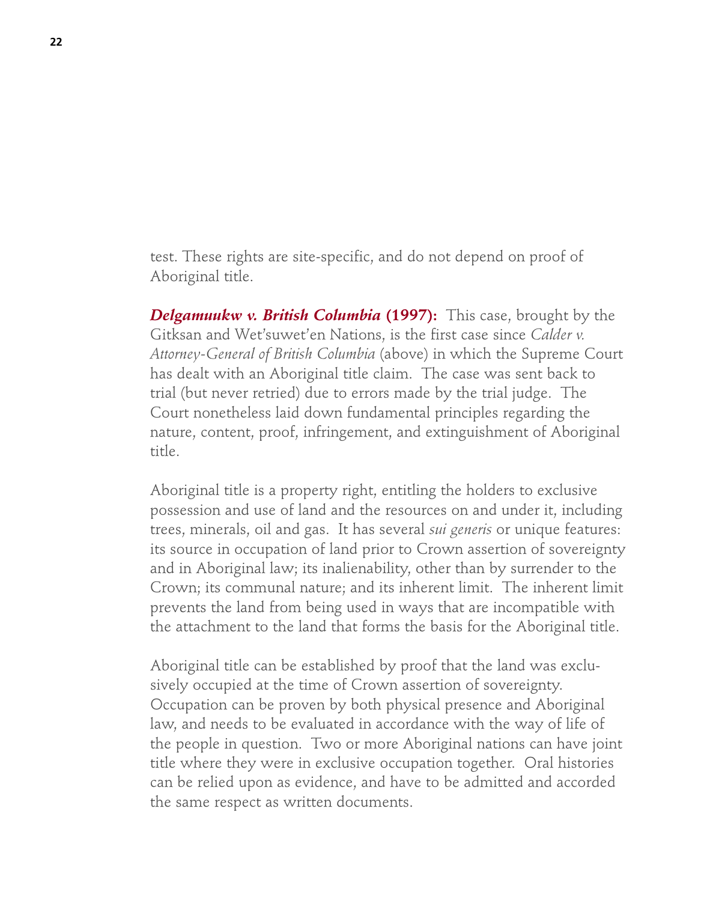test. These rights are site-specific, and do not depend on proof of Aboriginal title.

***Delgamuukw v. British Columbia* (1997):** This case, brought by the Gitksan and Wet'suwet'en Nations, is the first case since *Calder v. Attorney-General of British Columbia* (above) in which the Supreme Court has dealt with an Aboriginal title claim. The case was sent back to trial (but never retried) due to errors made by the trial judge. The Court nonetheless laid down fundamental principles regarding the nature, content, proof, infringement, and extinguishment of Aboriginal title.

Aboriginal title is a property right, entitling the holders to exclusive possession and use of land and the resources on and under it, including trees, minerals, oil and gas. It has several *sui generis* or unique features: its source in occupation of land prior to Crown assertion of sovereignty and in Aboriginal law; its inalienability, other than by surrender to the Crown; its communal nature; and its inherent limit. The inherent limit prevents the land from being used in ways that are incompatible with the attachment to the land that forms the basis for the Aboriginal title.

Aboriginal title can be established by proof that the land was exclusively occupied at the time of Crown assertion of sovereignty. Occupation can be proven by both physical presence and Aboriginal law, and needs to be evaluated in accordance with the way of life of the people in question. Two or more Aboriginal nations can have joint title where they were in exclusive occupation together. Oral histories can be relied upon as evidence, and have to be admitted and accorded the same respect as written documents.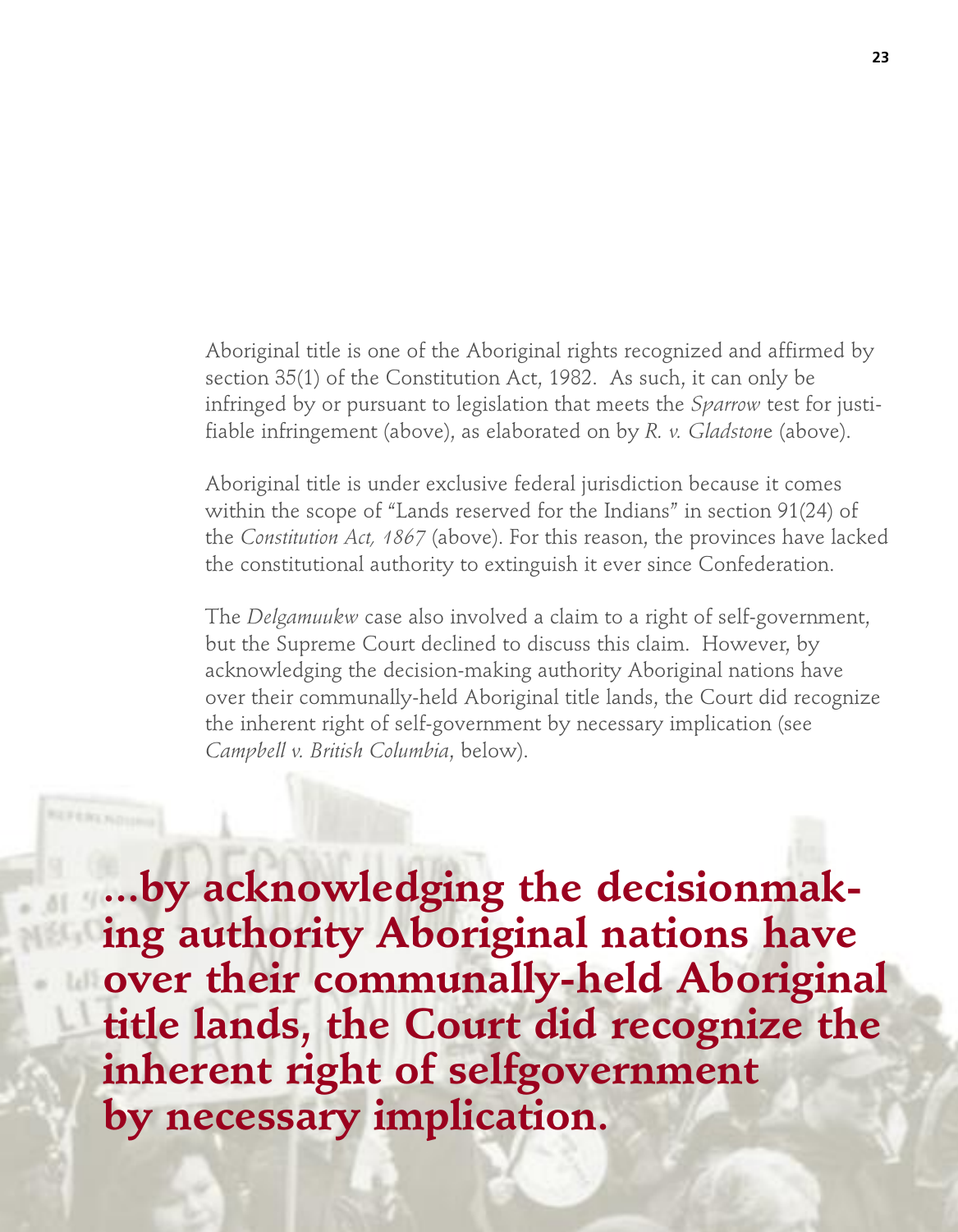Aboriginal title is one of the Aboriginal rights recognized and affirmed by section 35(1) of the Constitution Act, 1982. As such, it can only be infringed by or pursuant to legislation that meets the *Sparrow* test for justifiable infringement (above), as elaborated on by *R. v. Gladstone* (above).

Aboriginal title is under exclusive federal jurisdiction because it comes within the scope of "Lands reserved for the Indians" in section 91(24) of the *Constitution Act, 1867* (above). For this reason, the provinces have lacked the constitutional authority to extinguish it ever since Confederation.

The *Delgamuukw* case also involved a claim to a right of self-government, but the Supreme Court declined to discuss this claim. However, by acknowledging the decision-making authority Aboriginal nations have over their communally-held Aboriginal title lands, the Court did recognize the inherent right of self-government by necessary implication (see *Campbell v. British Columbia*, below).

**...by acknowledging the decisionmaking authority Aboriginal nations have over their communally-held Aboriginal title lands, the Court did recognize the inherent right of selfgovernment by necessary implication.**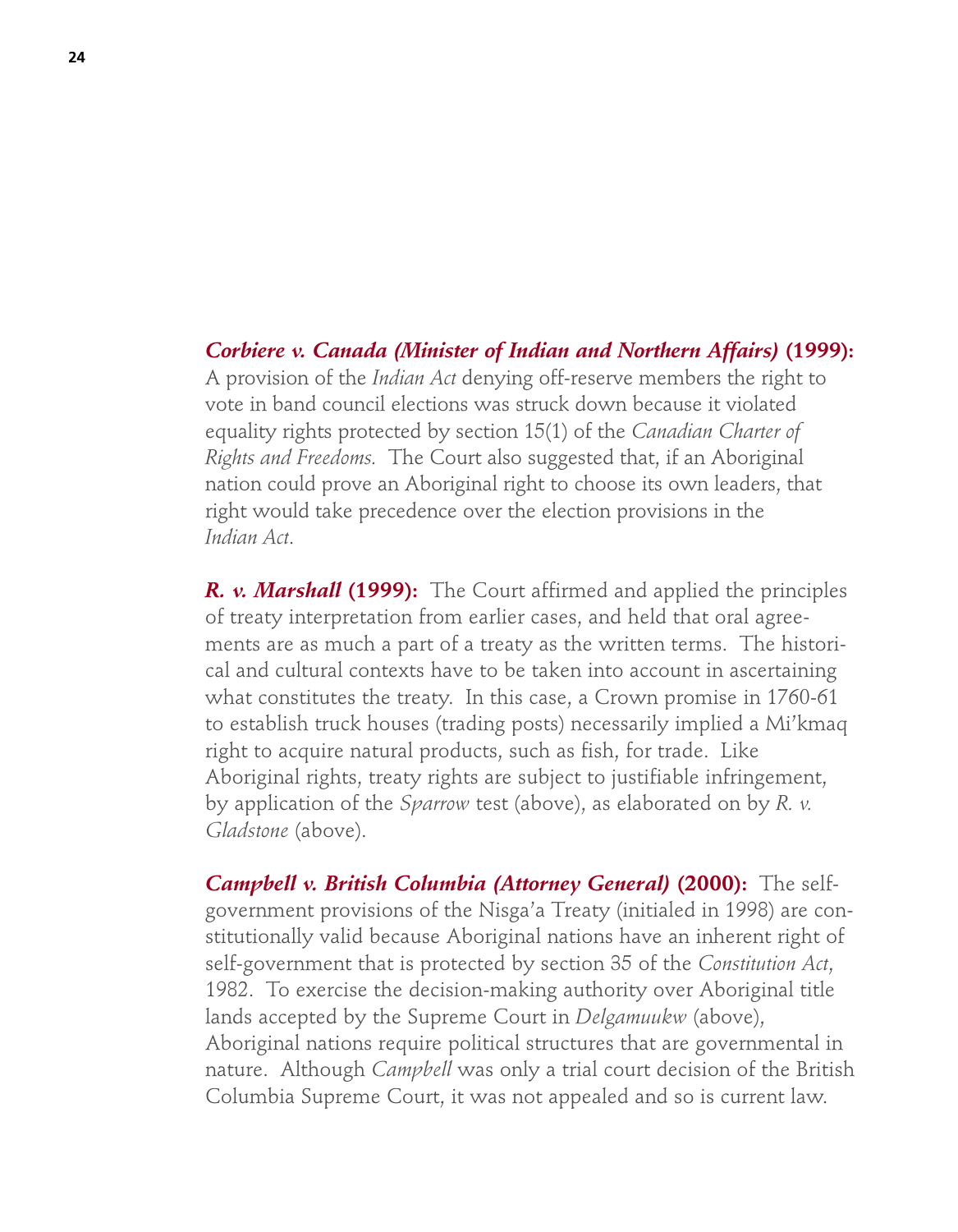***Corbiere v. Canada (Minister of Indian and Northern Affairs)* (1999):** A provision of the *Indian Act* denying off-reserve members the right to vote in band council elections was struck down because it violated equality rights protected by section 15(1) of the *Canadian Charter of Rights and Freedoms.* The Court also suggested that, if an Aboriginal nation could prove an Aboriginal right to choose its own leaders, that right would take precedence over the election provisions in the *Indian Act*.

***R. v. Marshall* (1999):** The Court affirmed and applied the principles of treaty interpretation from earlier cases, and held that oral agreements are as much a part of a treaty as the written terms. The historical and cultural contexts have to be taken into account in ascertaining what constitutes the treaty. In this case, a Crown promise in 1760-61 to establish truck houses (trading posts) necessarily implied a Mi'kmaq right to acquire natural products, such as fish, for trade. Like Aboriginal rights, treaty rights are subject to justifiable infringement, by application of the *Sparrow* test (above), as elaborated on by *R. v. Gladstone* (above).

***Campbell v. British Columbia (Attorney General)* (2000):** The self-government provisions of the Nisga'a Treaty (initialed in 1998) are constitutionally valid because Aboriginal nations have an inherent right of self-government that is protected by section 35 of the *Constitution Act*, 1982. To exercise the decision-making authority over Aboriginal title lands accepted by the Supreme Court in *Delgamuukw* (above), Aboriginal nations require political structures that are governmental in nature. Although *Campbell* was only a trial court decision of the British Columbia Supreme Court, it was not appealed and so is current law.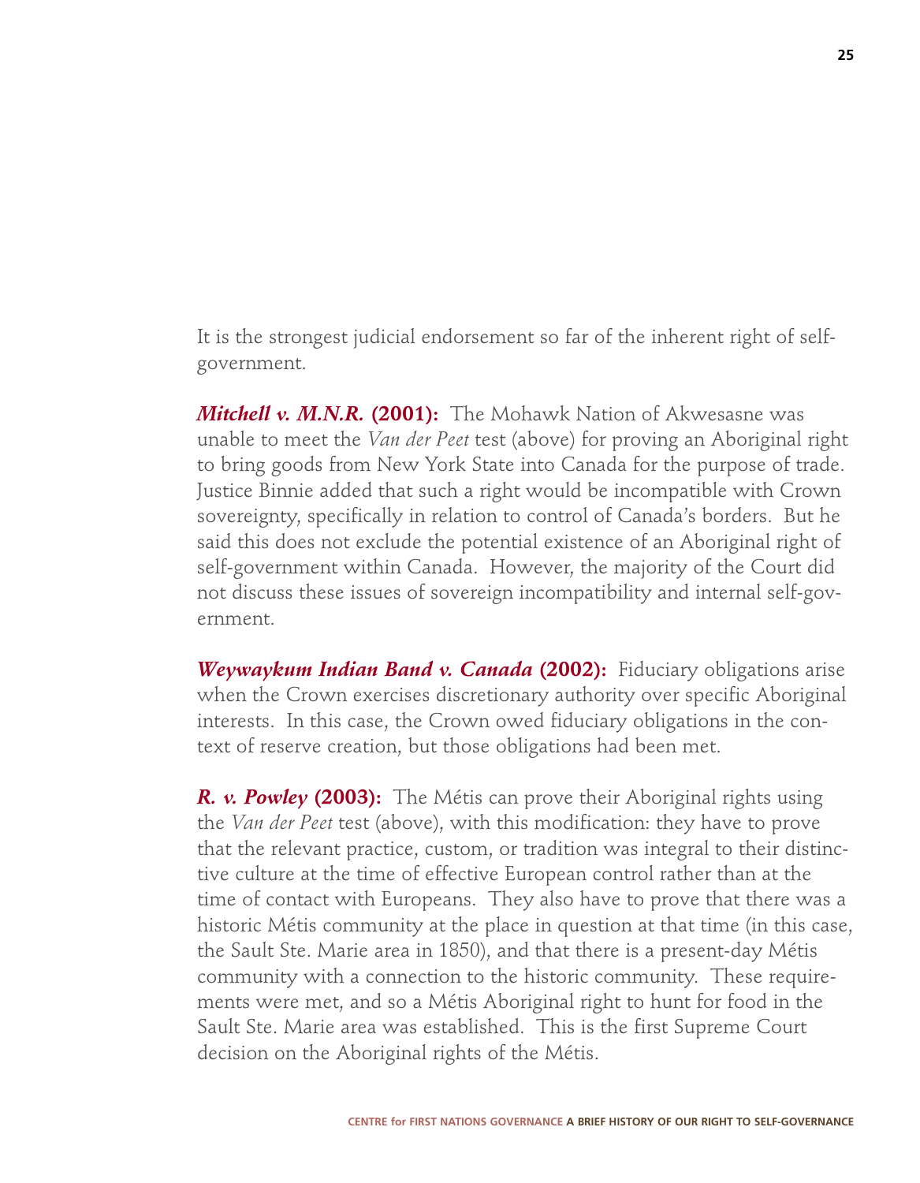It is the strongest judicial endorsement so far of the inherent right of self-government.

***Mitchell v. M.N.R.* (2001):** The Mohawk Nation of Akwesasne was unable to meet the *Van der Peet* test (above) for proving an Aboriginal right to bring goods from New York State into Canada for the purpose of trade. Justice Binnie added that such a right would be incompatible with Crown sovereignty, specifically in relation to control of Canada's borders. But he said this does not exclude the potential existence of an Aboriginal right of self-government within Canada. However, the majority of the Court did not discuss these issues of sovereign incompatibility and internal self-government.

***Weywaykum Indian Band v. Canada* (2002):** Fiduciary obligations arise when the Crown exercises discretionary authority over specific Aboriginal interests. In this case, the Crown owed fiduciary obligations in the context of reserve creation, but those obligations had been met.

***R. v. Powley* (2003):** The Métis can prove their Aboriginal rights using the *Van der Peet* test (above), with this modification: they have to prove that the relevant practice, custom, or tradition was integral to their distinctive culture at the time of effective European control rather than at the time of contact with Europeans. They also have to prove that there was a historic Métis community at the place in question at that time (in this case, the Sault Ste. Marie area in 1850), and that there is a present-day Métis community with a connection to the historic community. These requirements were met, and so a Métis Aboriginal right to hunt for food in the Sault Ste. Marie area was established. This is the first Supreme Court decision on the Aboriginal rights of the Métis.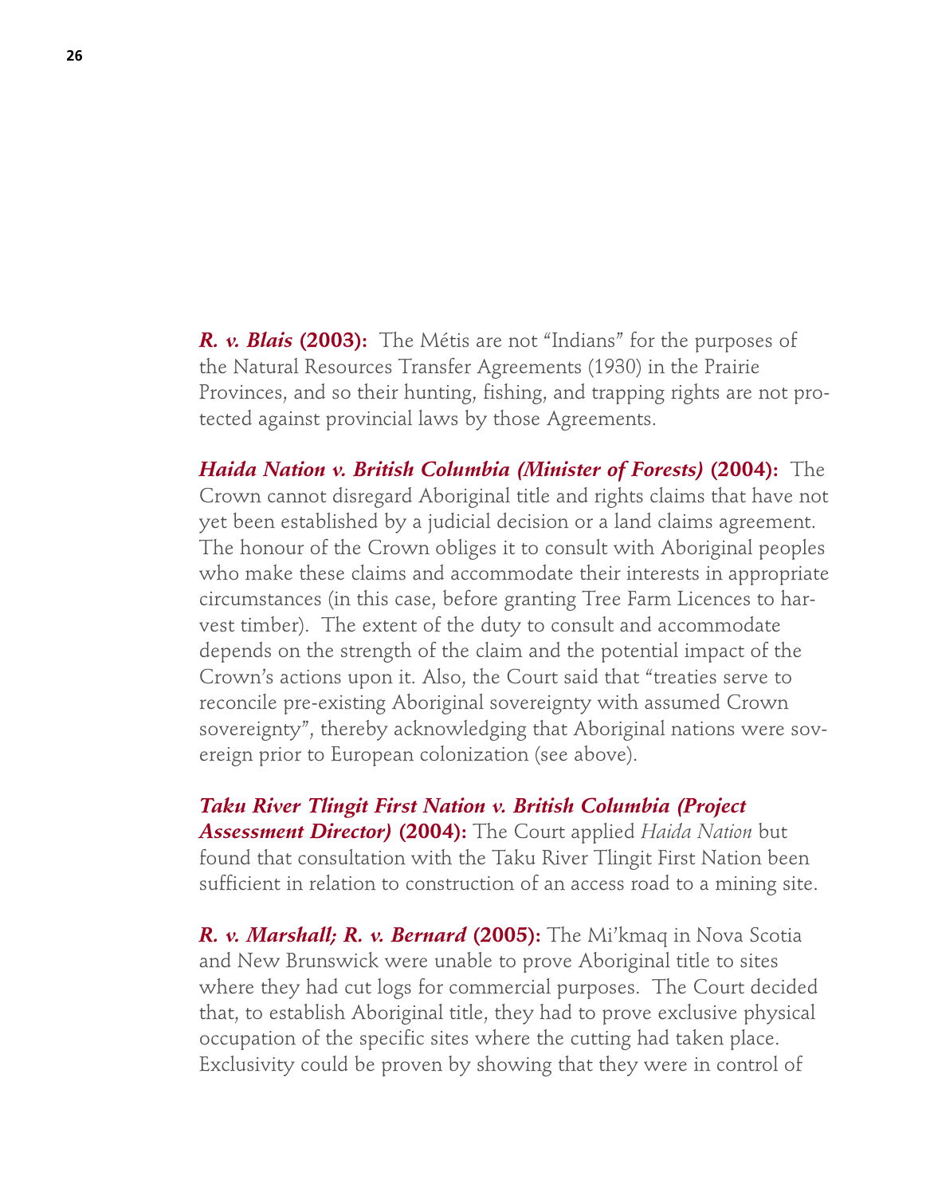***R. v. Blais*** **(2003):** The Métis are not “Indians” for the purposes of the Natural Resources Transfer Agreements (1930) in the Prairie Provinces, and so their hunting, fishing, and trapping rights are not protected against provincial laws by those Agreements.

***Haida Nation v. British Columbia (Minister of Forests)*** **(2004):** The Crown cannot disregard Aboriginal title and rights claims that have not yet been established by a judicial decision or a land claims agreement. The honour of the Crown obliges it to consult with Aboriginal peoples who make these claims and accommodate their interests in appropriate circumstances (in this case, before granting Tree Farm Licences to harvest timber). The extent of the duty to consult and accommodate depends on the strength of the claim and the potential impact of the Crown's actions upon it. Also, the Court said that “treaties serve to reconcile pre-existing Aboriginal sovereignty with assumed Crown sovereignty”, thereby acknowledging that Aboriginal nations were sovereign prior to European colonization (see above).

***Taku River Tlingit First Nation v. British Columbia (Project Assessment Director)*** **(2004):** The Court applied *Haida Nation* but found that consultation with the Taku River Tlingit First Nation been sufficient in relation to construction of an access road to a mining site.

***R. v. Marshall; R. v. Bernard*** **(2005):** The Mi'kmaq in Nova Scotia and New Brunswick were unable to prove Aboriginal title to sites where they had cut logs for commercial purposes. The Court decided that, to establish Aboriginal title, they had to prove exclusive physical occupation of the specific sites where the cutting had taken place. Exclusivity could be proven by showing that they were in control of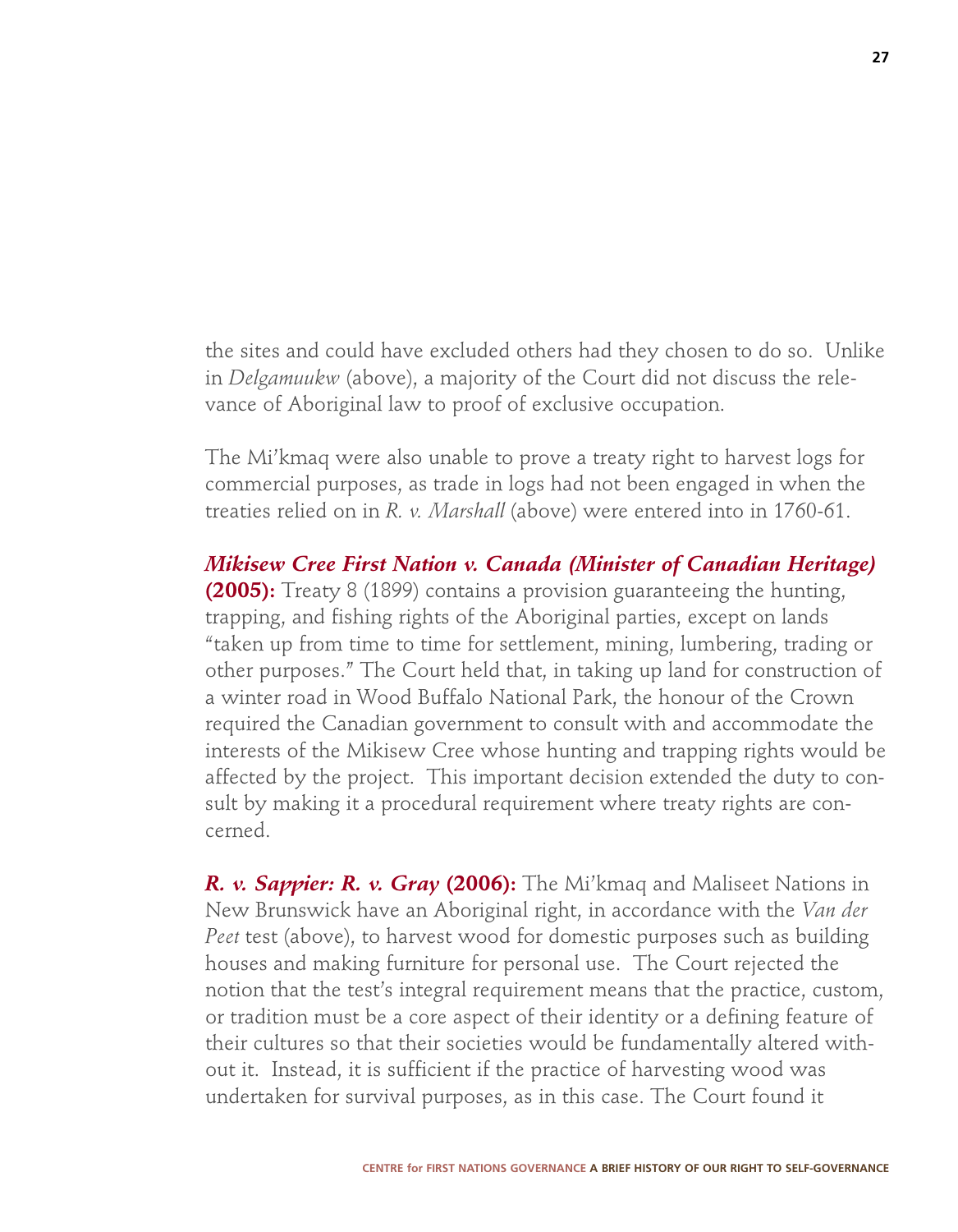the sites and could have excluded others had they chosen to do so. Unlike in *Delgamuukw* (above), a majority of the Court did not discuss the relevance of Aboriginal law to proof of exclusive occupation.

The Mi'kmaq were also unable to prove a treaty right to harvest logs for commercial purposes, as trade in logs had not been engaged in when the treaties relied on in *R. v. Marshall* (above) were entered into in 1760-61.

***Mikisew Cree First Nation v. Canada (Minister of Canadian Heritage)* (2005):** Treaty 8 (1899) contains a provision guaranteeing the hunting, trapping, and fishing rights of the Aboriginal parties, except on lands "taken up from time to time for settlement, mining, lumbering, trading or other purposes." The Court held that, in taking up land for construction of a winter road in Wood Buffalo National Park, the honour of the Crown required the Canadian government to consult with and accommodate the interests of the Mikisew Cree whose hunting and trapping rights would be affected by the project. This important decision extended the duty to consult by making it a procedural requirement where treaty rights are concerned.

***R. v. Sappier: R. v. Gray* (2006):** The Mi'kmaq and Maliseet Nations in New Brunswick have an Aboriginal right, in accordance with the *Van der Peet* test (above), to harvest wood for domestic purposes such as building houses and making furniture for personal use. The Court rejected the notion that the test's integral requirement means that the practice, custom, or tradition must be a core aspect of their identity or a defining feature of their cultures so that their societies would be fundamentally altered without it. Instead, it is sufficient if the practice of harvesting wood was undertaken for survival purposes, as in this case. The Court found it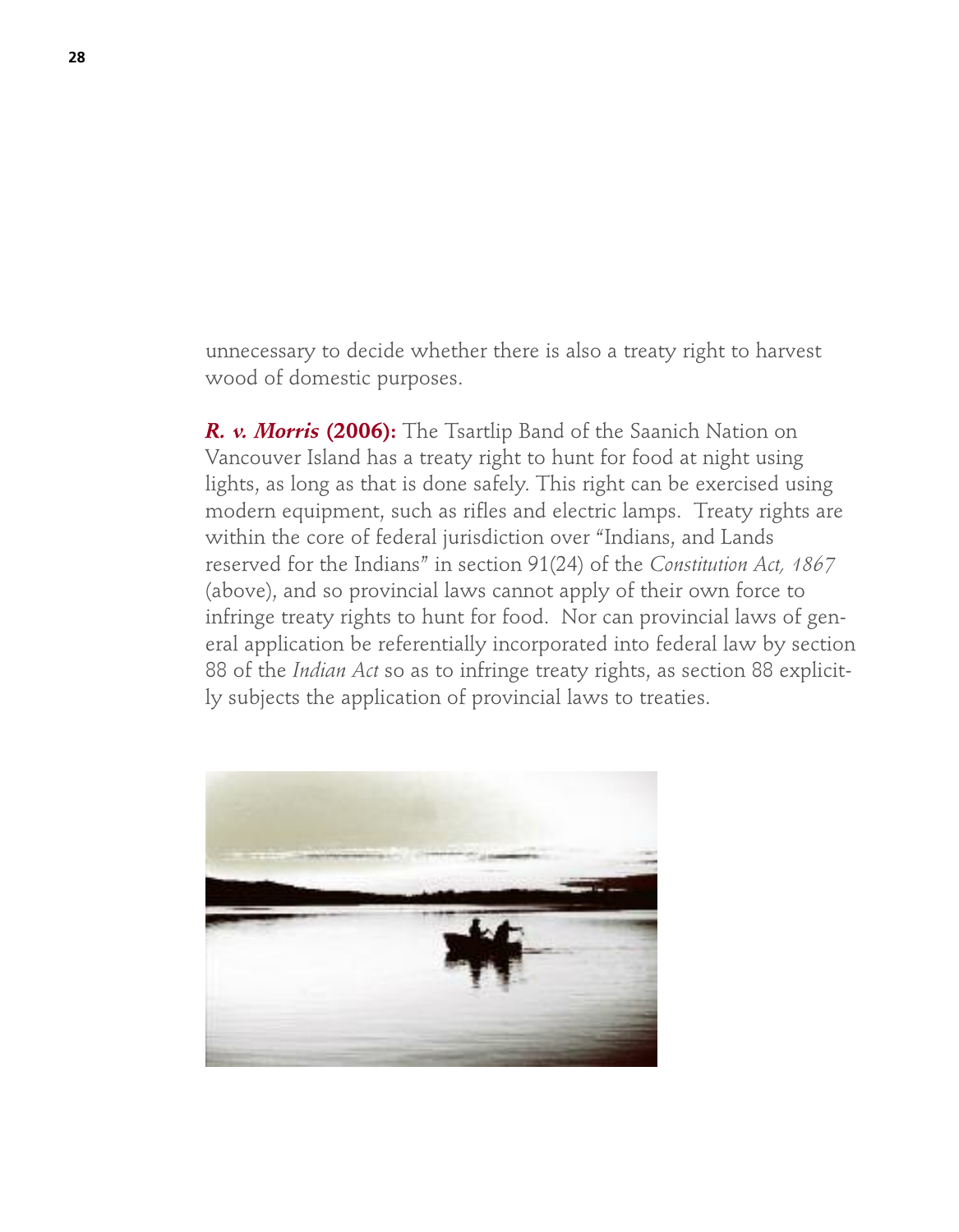unnecessary to decide whether there is also a treaty right to harvest wood of domestic purposes.

***R. v. Morris* (2006):** The Tsartlip Band of the Saanich Nation on Vancouver Island has a treaty right to hunt for food at night using lights, as long as that is done safely. This right can be exercised using modern equipment, such as rifles and electric lamps. Treaty rights are within the core of federal jurisdiction over "Indians, and Lands reserved for the Indians" in section 91(24) of the *Constitution Act, 1867* (above), and so provincial laws cannot apply of their own force to infringe treaty rights to hunt for food. Nor can provincial laws of general application be referentially incorporated into federal law by section 88 of the *Indian Act* so as to infringe treaty rights, as section 88 explicitly subjects the application of provincial laws to treaties.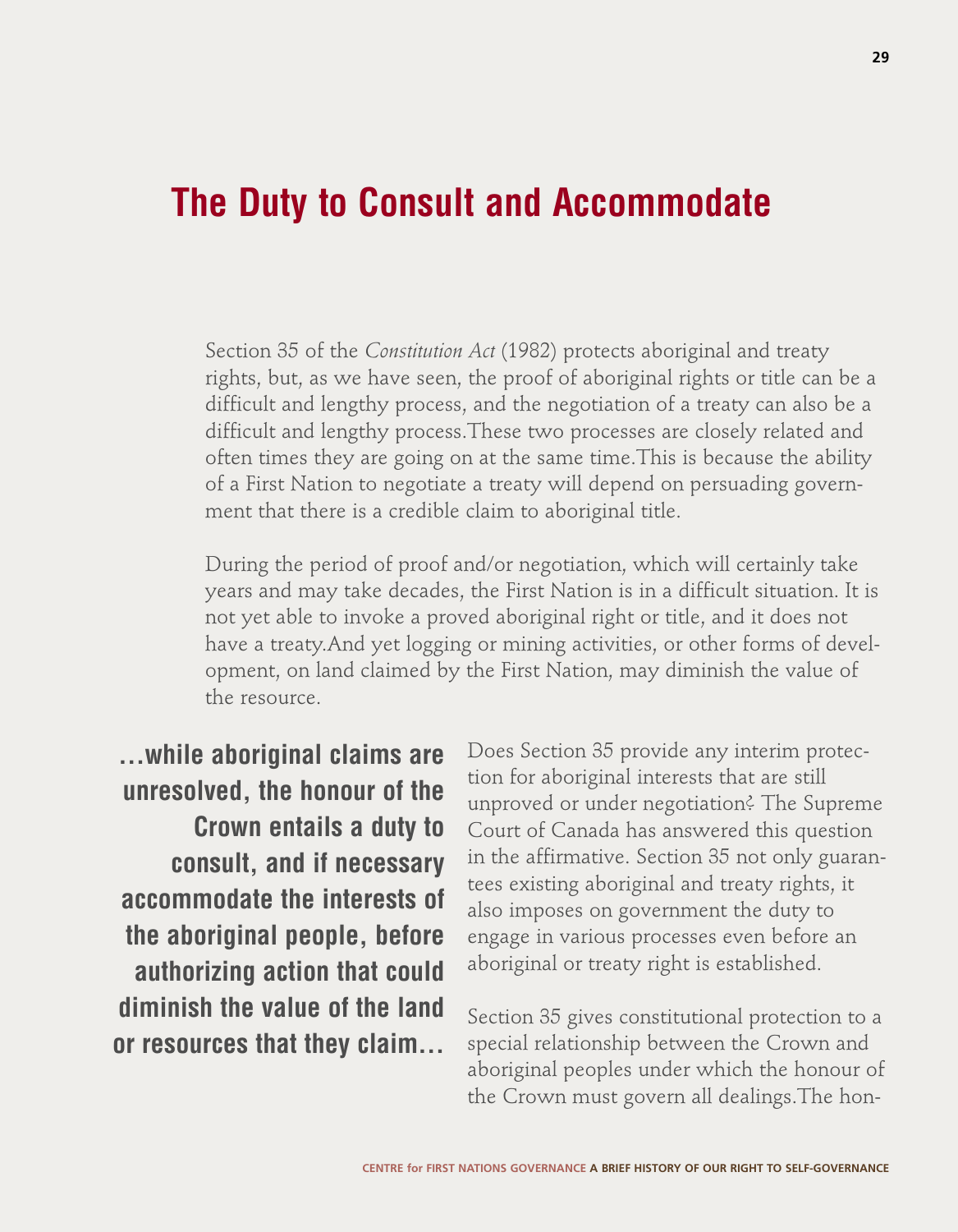# The Duty to Consult and Accommodate

Section 35 of the *Constitution Act* (1982) protects aboriginal and treaty rights, but, as we have seen, the proof of aboriginal rights or title can be a difficult and lengthy process, and the negotiation of a treaty can also be a difficult and lengthy process. These two processes are closely related and often times they are going on at the same time. This is because the ability of a First Nation to negotiate a treaty will depend on persuading government that there is a credible claim to aboriginal title.

During the period of proof and/or negotiation, which will certainly take years and may take decades, the First Nation is in a difficult situation. It is not yet able to invoke a proved aboriginal right or title, and it does not have a treaty. And yet logging or mining activities, or other forms of development, on land claimed by the First Nation, may diminish the value of the resource.

**...while aboriginal claims are unresolved, the honour of the Crown entails a duty to consult, and if necessary accommodate the interests of the aboriginal people, before authorizing action that could diminish the value of the land or resources that they claim...**

Does Section 35 provide any interim protection for aboriginal interests that are still unproved or under negotiation? The Supreme Court of Canada has answered this question in the affirmative. Section 35 not only guarantees existing aboriginal and treaty rights, it also imposes on government the duty to engage in various processes even before an aboriginal or treaty right is established.

Section 35 gives constitutional protection to a special relationship between the Crown and aboriginal peoples under which the honour of the Crown must govern all dealings. The hon-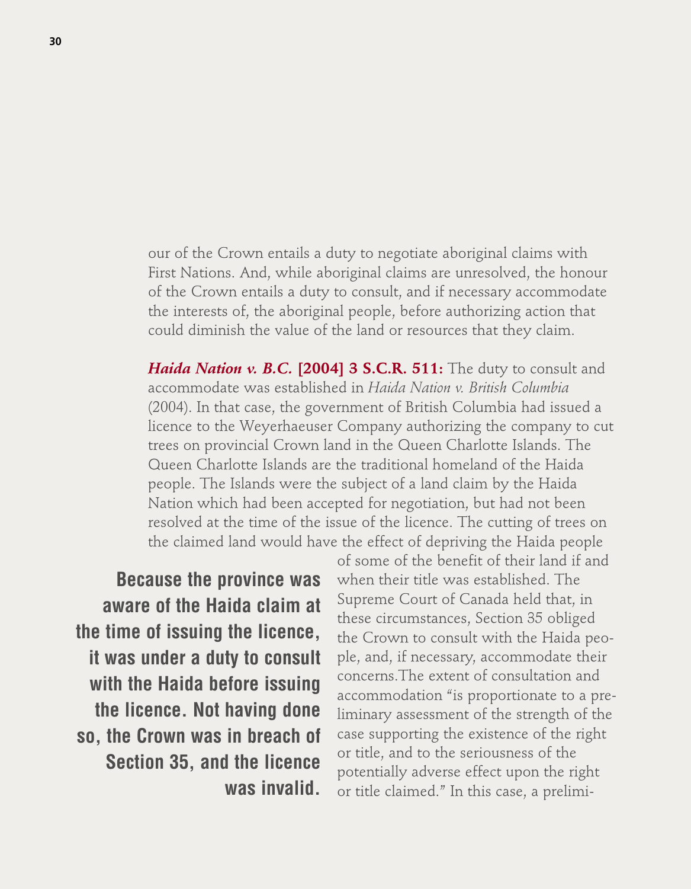our of the Crown entails a duty to negotiate aboriginal claims with First Nations. And, while aboriginal claims are unresolved, the honour of the Crown entails a duty to consult, and if necessary accommodate the interests of, the aboriginal people, before authorizing action that could diminish the value of the land or resources that they claim.

***Haida Nation v. B.C.* [2004] 3 S.C.R. 511:** The duty to consult and accommodate was established in *Haida Nation v. British Columbia* (2004). In that case, the government of British Columbia had issued a licence to the Weyerhaeuser Company authorizing the company to cut trees on provincial Crown land in the Queen Charlotte Islands. The Queen Charlotte Islands are the traditional homeland of the Haida people. The Islands were the subject of a land claim by the Haida Nation which had been accepted for negotiation, but had not been resolved at the time of the issue of the licence. The cutting of trees on the claimed land would have the effect of depriving the Haida people of some of the benefit of their land if and when their title was established. The Supreme Court of Canada held that, in these circumstances, Section 35 obliged the Crown to consult with the Haida people, and, if necessary, accommodate their concerns.The extent of consultation and accommodation "is proportionate to a preliminary assessment of the strength of the case supporting the existence of the right or title, and to the seriousness of the potentially adverse effect upon the right or title claimed." In this case, a prelimi-

**Because the province was aware of the Haida claim at the time of issuing the licence, it was under a duty to consult with the Haida before issuing the licence. Not having done so, the Crown was in breach of Section 35, and the licence was invalid.**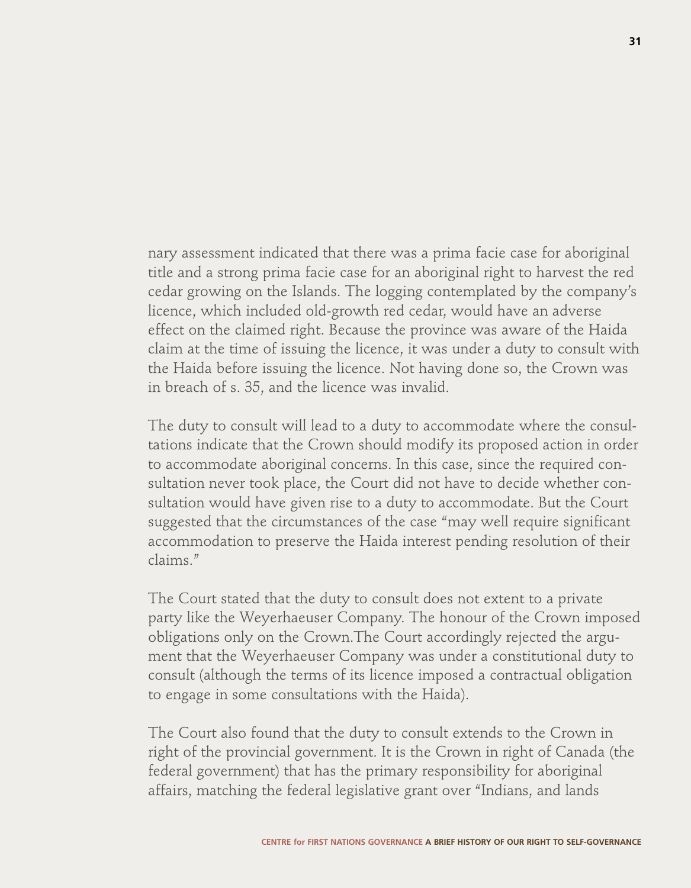nary assessment indicated that there was a prima facie case for aboriginal title and a strong prima facie case for an aboriginal right to harvest the red cedar growing on the Islands. The logging contemplated by the company's licence, which included old-growth red cedar, would have an adverse effect on the claimed right. Because the province was aware of the Haida claim at the time of issuing the licence, it was under a duty to consult with the Haida before issuing the licence. Not having done so, the Crown was in breach of s. 35, and the licence was invalid.

The duty to consult will lead to a duty to accommodate where the consultations indicate that the Crown should modify its proposed action in order to accommodate aboriginal concerns. In this case, since the required consultation never took place, the Court did not have to decide whether consultation would have given rise to a duty to accommodate. But the Court suggested that the circumstances of the case "may well require significant accommodation to preserve the Haida interest pending resolution of their claims."

The Court stated that the duty to consult does not extent to a private party like the Weyerhaeuser Company. The honour of the Crown imposed obligations only on the Crown.The Court accordingly rejected the argument that the Weyerhaeuser Company was under a constitutional duty to consult (although the terms of its licence imposed a contractual obligation to engage in some consultations with the Haida).

The Court also found that the duty to consult extends to the Crown in right of the provincial government. It is the Crown in right of Canada (the federal government) that has the primary responsibility for aboriginal affairs, matching the federal legislative grant over "Indians, and lands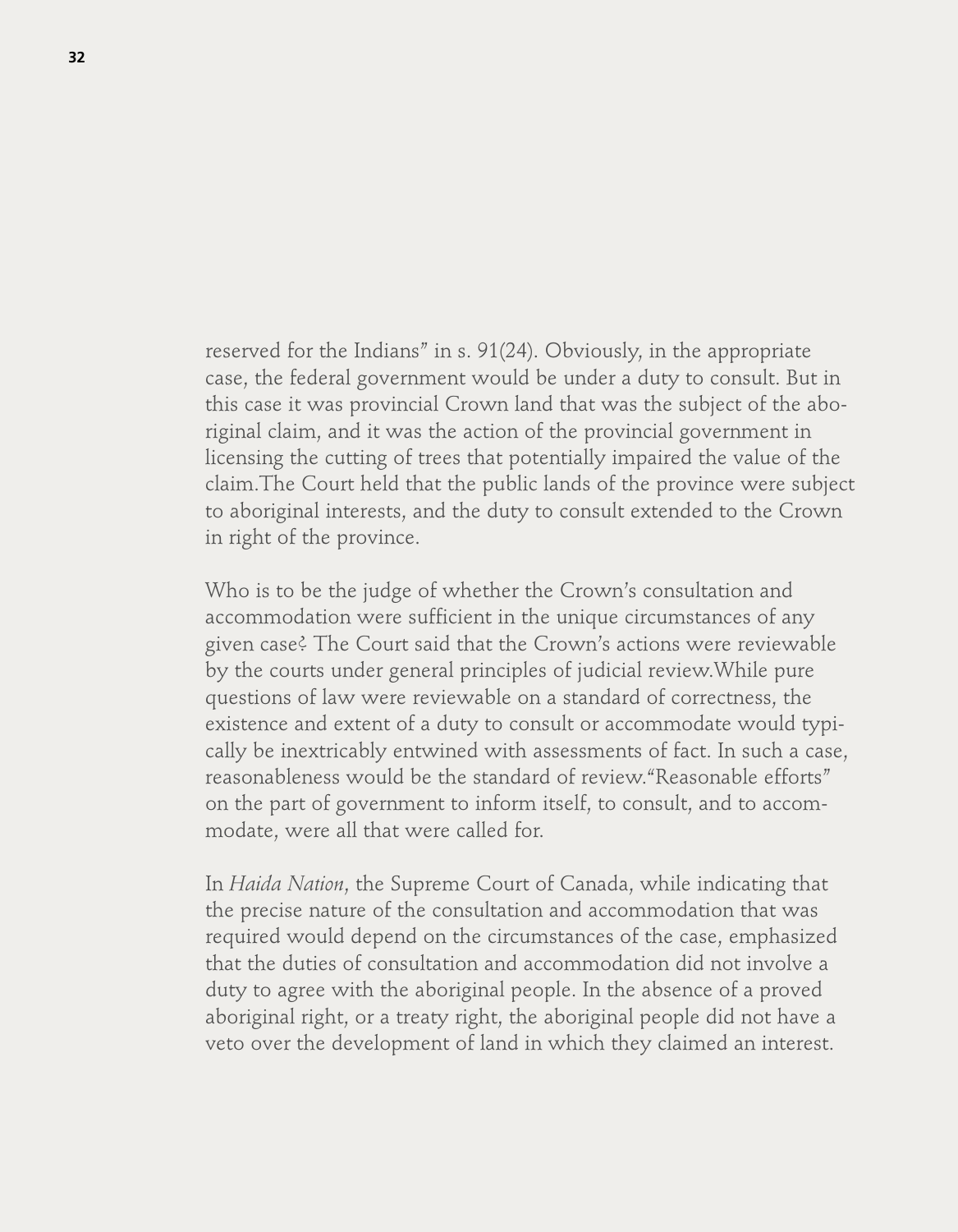reserved for the Indians" in s. 91(24). Obviously, in the appropriate case, the federal government would be under a duty to consult. But in this case it was provincial Crown land that was the subject of the aboriginal claim, and it was the action of the provincial government in licensing the cutting of trees that potentially impaired the value of the claim. The Court held that the public lands of the province were subject to aboriginal interests, and the duty to consult extended to the Crown in right of the province.

Who is to be the judge of whether the Crown's consultation and accommodation were sufficient in the unique circumstances of any given case? The Court said that the Crown's actions were reviewable by the courts under general principles of judicial review. While pure questions of law were reviewable on a standard of correctness, the existence and extent of a duty to consult or accommodate would typically be inextricably entwined with assessments of fact. In such a case, reasonableness would be the standard of review. "Reasonable efforts" on the part of government to inform itself, to consult, and to accommodate, were all that were called for.

In *Haida Nation*, the Supreme Court of Canada, while indicating that the precise nature of the consultation and accommodation that was required would depend on the circumstances of the case, emphasized that the duties of consultation and accommodation did not involve a duty to agree with the aboriginal people. In the absence of a proved aboriginal right, or a treaty right, the aboriginal people did not have a veto over the development of land in which they claimed an interest.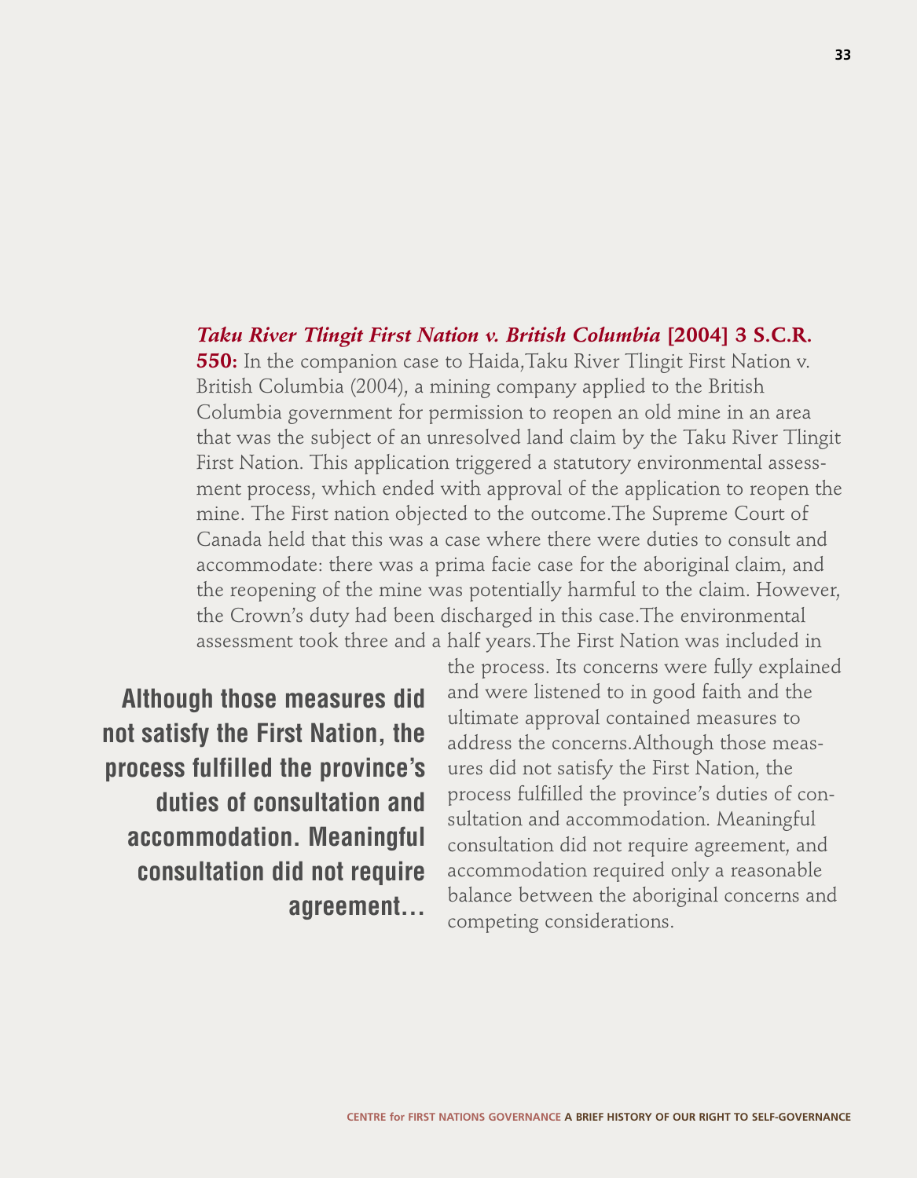***Taku River Tlingit First Nation v. British Columbia* [2004] 3 S.C.R. 550:** In the companion case to Haida, Taku River Tlingit First Nation v. British Columbia (2004), a mining company applied to the British Columbia government for permission to reopen an old mine in an area that was the subject of an unresolved land claim by the Taku River Tlingit First Nation. This application triggered a statutory environmental assessment process, which ended with approval of the application to reopen the mine. The First nation objected to the outcome. The Supreme Court of Canada held that this was a case where there were duties to consult and accommodate: there was a prima facie case for the aboriginal claim, and the reopening of the mine was potentially harmful to the claim. However, the Crown's duty had been discharged in this case. The environmental assessment took three and a half years. The First Nation was included in the process. Its concerns were fully explained and were listened to in good faith and the ultimate approval contained measures to address the concerns. Although those measures did not satisfy the First Nation, the process fulfilled the province's duties of consultation and accommodation. Meaningful consultation did not require agreement, and accommodation required only a reasonable balance between the aboriginal concerns and competing considerations.

**Although those measures did not satisfy the First Nation, the process fulfilled the province's duties of consultation and accommodation. Meaningful consultation did not require agreement...**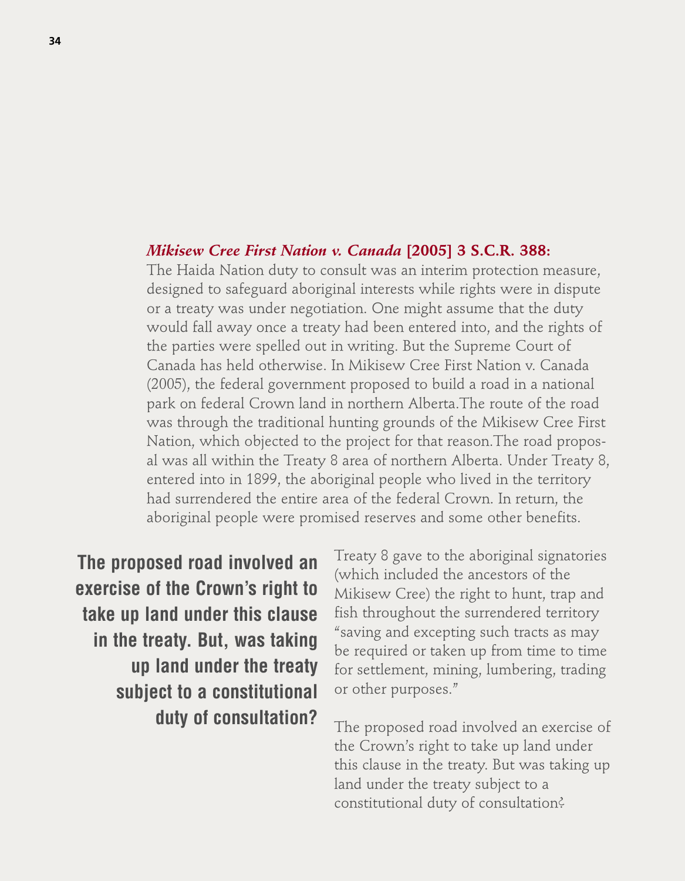***Mikisew Cree First Nation v. Canada* [2005] 3 S.C.R. 388:**

The Haida Nation duty to consult was an interim protection measure, designed to safeguard aboriginal interests while rights were in dispute or a treaty was under negotiation. One might assume that the duty would fall away once a treaty had been entered into, and the rights of the parties were spelled out in writing. But the Supreme Court of Canada has held otherwise. In Mikisew Cree First Nation v. Canada (2005), the federal government proposed to build a road in a national park on federal Crown land in northern Alberta.The route of the road was through the traditional hunting grounds of the Mikisew Cree First Nation, which objected to the project for that reason.The road proposal was all within the Treaty 8 area of northern Alberta. Under Treaty 8, entered into in 1899, the aboriginal people who lived in the territory had surrendered the entire area of the federal Crown. In return, the aboriginal people were promised reserves and some other benefits.

**The proposed road involved an exercise of the Crown's right to take up land under this clause in the treaty. But, was taking up land under the treaty subject to a constitutional duty of consultation?**

Treaty 8 gave to the aboriginal signatories (which included the ancestors of the Mikisew Cree) the right to hunt, trap and fish throughout the surrendered territory "saving and excepting such tracts as may be required or taken up from time to time for settlement, mining, lumbering, trading or other purposes."

The proposed road involved an exercise of the Crown's right to take up land under this clause in the treaty. But was taking up land under the treaty subject to a constitutional duty of consultation?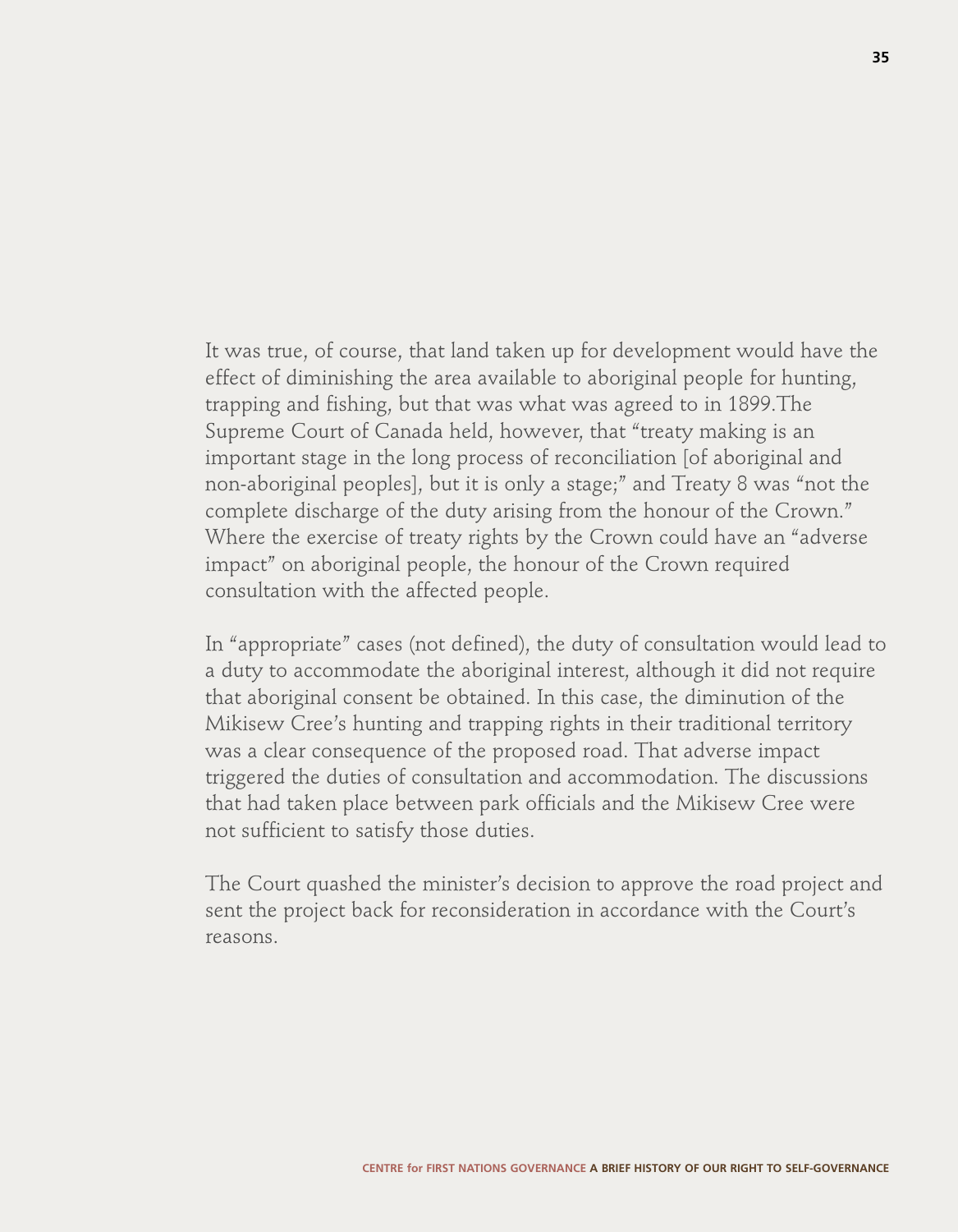It was true, of course, that land taken up for development would have the effect of diminishing the area available to aboriginal people for hunting, trapping and fishing, but that was what was agreed to in 1899.The Supreme Court of Canada held, however, that "treaty making is an important stage in the long process of reconciliation [of aboriginal and non-aboriginal peoples], but it is only a stage;" and Treaty 8 was "not the complete discharge of the duty arising from the honour of the Crown." Where the exercise of treaty rights by the Crown could have an "adverse impact" on aboriginal people, the honour of the Crown required consultation with the affected people.

In "appropriate" cases (not defined), the duty of consultation would lead to a duty to accommodate the aboriginal interest, although it did not require that aboriginal consent be obtained. In this case, the diminution of the Mikisew Cree's hunting and trapping rights in their traditional territory was a clear consequence of the proposed road. That adverse impact triggered the duties of consultation and accommodation. The discussions that had taken place between park officials and the Mikisew Cree were not sufficient to satisfy those duties.

The Court quashed the minister's decision to approve the road project and sent the project back for reconsideration in accordance with the Court's reasons.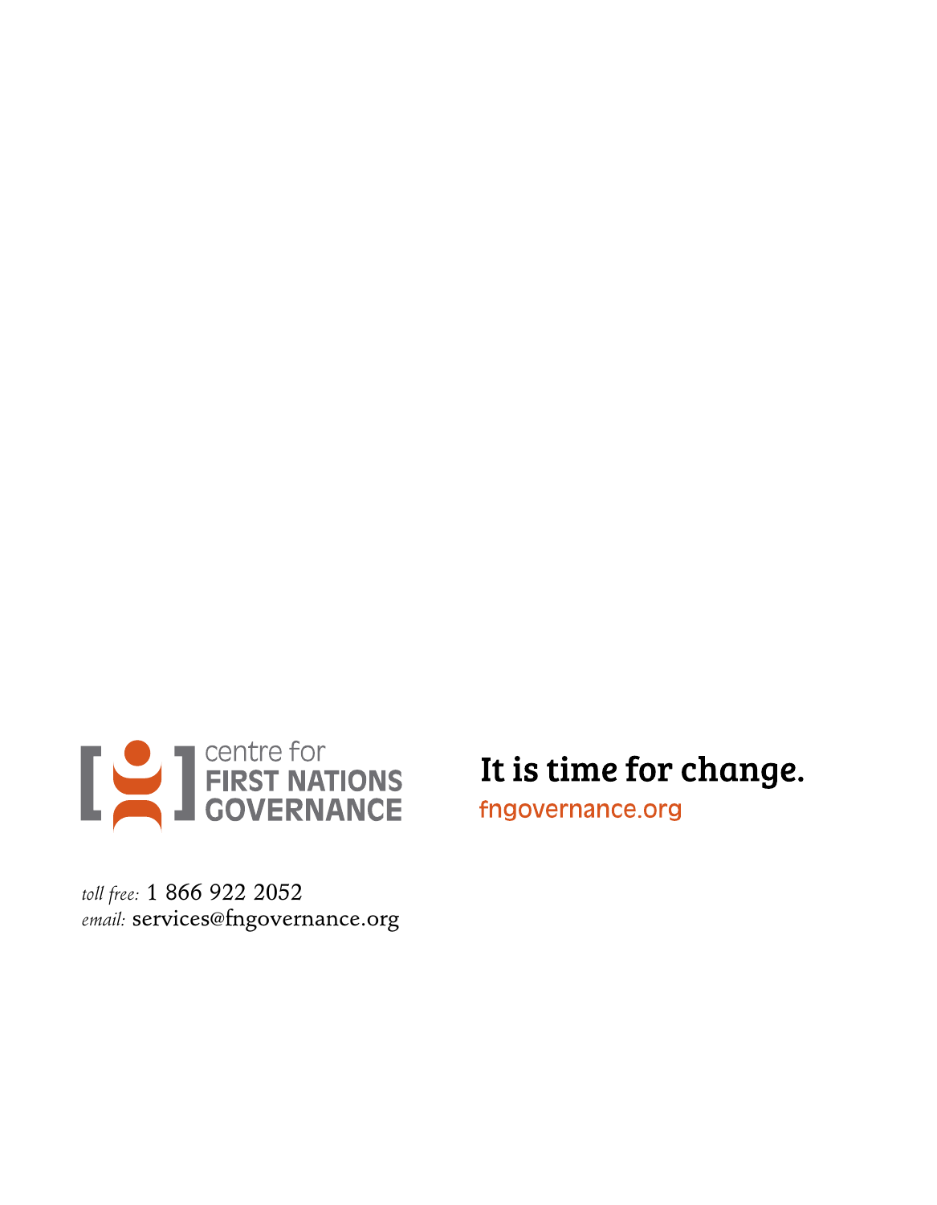centre for
FIRST NATIONS
GOVERNANCE

**It is time for change.**

fngovernance.org

*toll free:* 1 866 922 2052
*email:* services@fngovernance.org